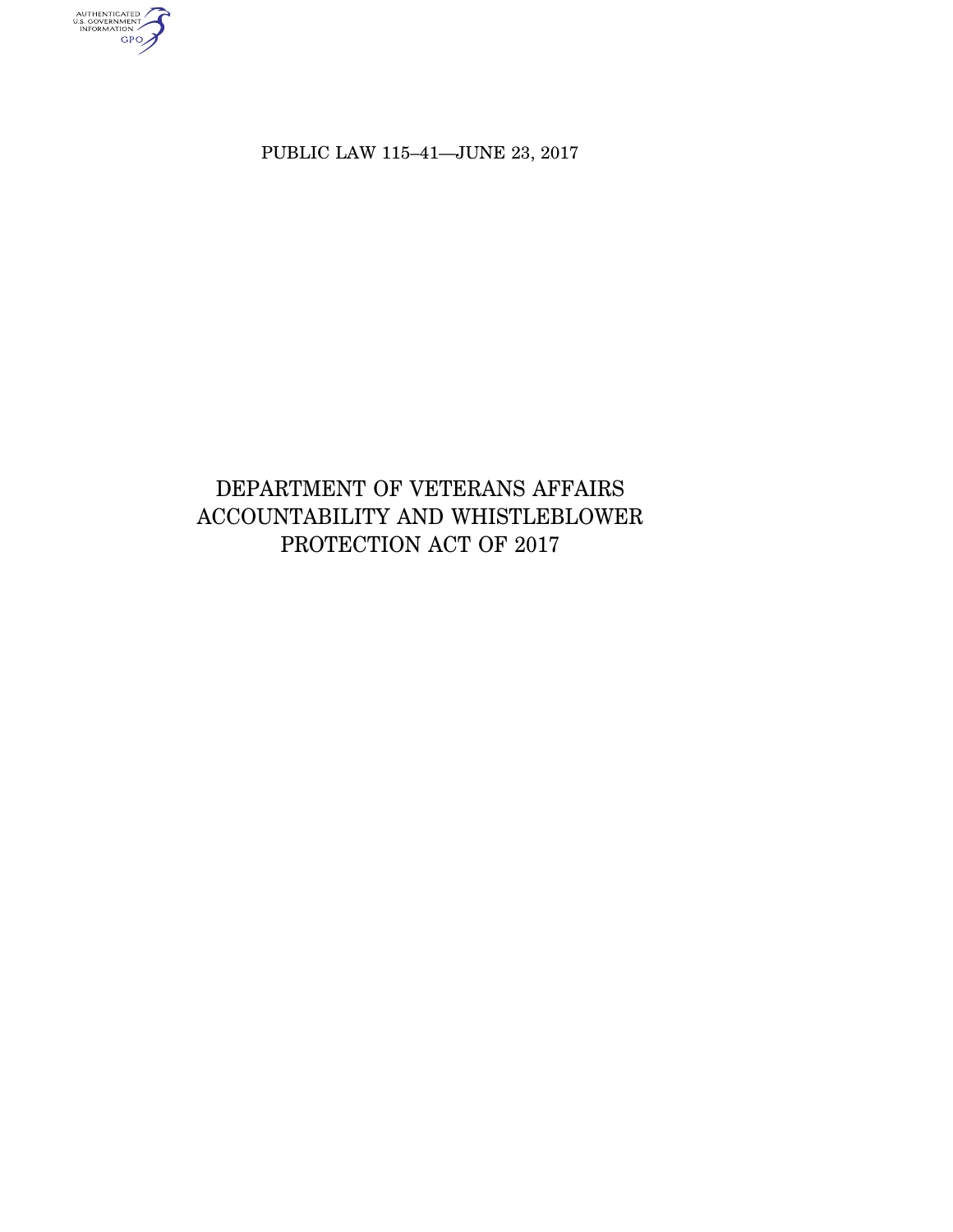PUBLIC LAW 115–41—JUNE 23, 2017

# DEPARTMENT OF VETERANS AFFAIRS ACCOUNTABILITY AND WHISTLEBLOWER PROTECTION ACT OF 2017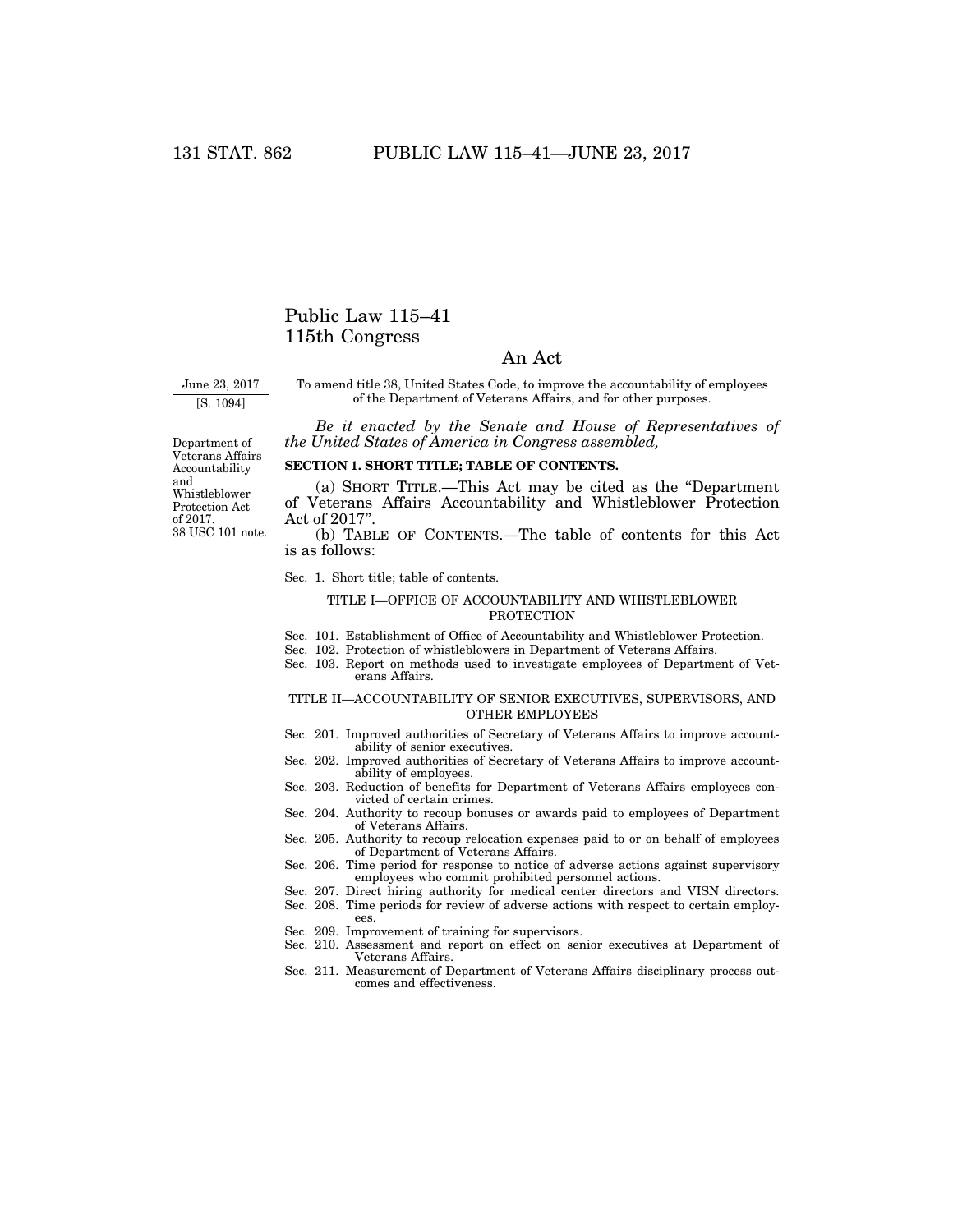# Public Law 115–41
# 115th Congress

## An Act

June 23, 2017
[S. 1094]

To amend title 38, United States Code, to improve the accountability of employees of the Department of Veterans Affairs, and for other purposes.

*Be it enacted by the Senate and House of Representatives of the United States of America in Congress assembled,*

Department of Veterans Affairs Accountability and Whistleblower Protection Act of 2017.
38 USC 101 note.

**SECTION 1. SHORT TITLE; TABLE OF CONTENTS.**

(a) SHORT TITLE.—This Act may be cited as the "Department of Veterans Affairs Accountability and Whistleblower Protection Act of 2017".

(b) TABLE OF CONTENTS.—The table of contents for this Act is as follows:

Sec. 1. Short title; table of contents.

TITLE I—OFFICE OF ACCOUNTABILITY AND WHISTLEBLOWER PROTECTION

Sec. 101. Establishment of Office of Accountability and Whistleblower Protection.
Sec. 102. Protection of whistleblowers in Department of Veterans Affairs.
Sec. 103. Report on methods used to investigate employees of Department of Veterans Affairs.

TITLE II—ACCOUNTABILITY OF SENIOR EXECUTIVES, SUPERVISORS, AND OTHER EMPLOYEES

Sec. 201. Improved authorities of Secretary of Veterans Affairs to improve accountability of senior executives.
Sec. 202. Improved authorities of Secretary of Veterans Affairs to improve accountability of employees.
Sec. 203. Reduction of benefits for Department of Veterans Affairs employees convicted of certain crimes.
Sec. 204. Authority to recoup bonuses or awards paid to employees of Department of Veterans Affairs.
Sec. 205. Authority to recoup relocation expenses paid to or on behalf of employees of Department of Veterans Affairs.
Sec. 206. Time period for response to notice of adverse actions against supervisory employees who commit prohibited personnel actions.
Sec. 207. Direct hiring authority for medical center directors and VISN directors.
Sec. 208. Time periods for review of adverse actions with respect to certain employees.
Sec. 209. Improvement of training for supervisors.
Sec. 210. Assessment and report on effect on senior executives at Department of Veterans Affairs.
Sec. 211. Measurement of Department of Veterans Affairs disciplinary process outcomes and effectiveness.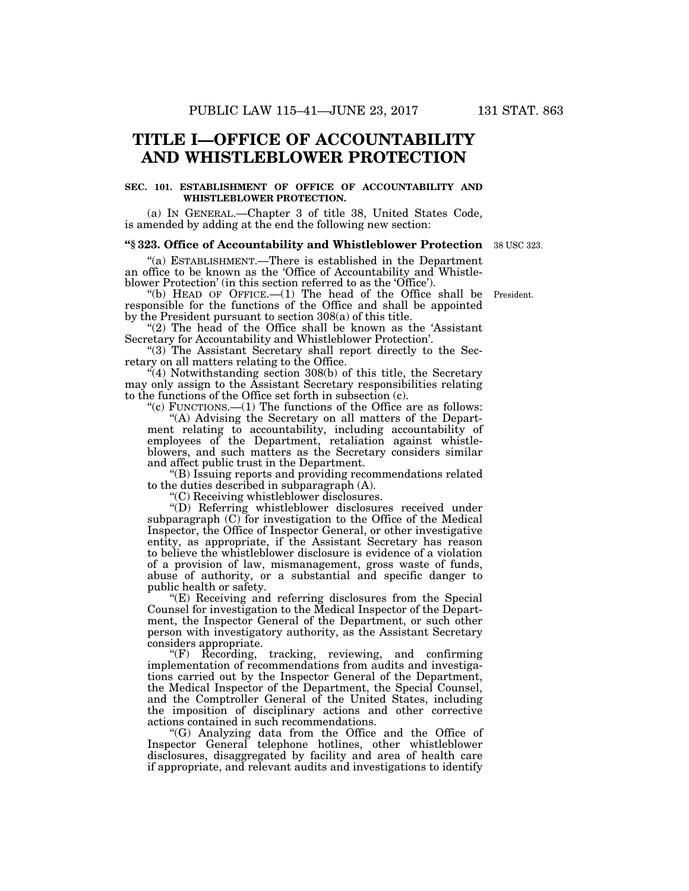# TITLE I—OFFICE OF ACCOUNTABILITY AND WHISTLEBLOWER PROTECTION

**SEC. 101. ESTABLISHMENT OF OFFICE OF ACCOUNTABILITY AND WHISTLEBLOWER PROTECTION.**

(a) IN GENERAL.—Chapter 3 of title 38, United States Code, is amended by adding at the end the following new section:

**"§ 323. Office of Accountability and Whistleblower Protection**

38 USC 323.

"(a) ESTABLISHMENT.—There is established in the Department an office to be known as the 'Office of Accountability and Whistleblower Protection' (in this section referred to as the 'Office').

"(b) HEAD OF OFFICE.—(1) The head of the Office shall be responsible for the functions of the Office and shall be appointed by the President pursuant to section 308(a) of this title.

President.

"(2) The head of the Office shall be known as the 'Assistant Secretary for Accountability and Whistleblower Protection'.

"(3) The Assistant Secretary shall report directly to the Secretary on all matters relating to the Office.

"(4) Notwithstanding section 308(b) of this title, the Secretary may only assign to the Assistant Secretary responsibilities relating to the functions of the Office set forth in subsection (c).

"(c) FUNCTIONS.—(1) The functions of the Office are as follows:

"(A) Advising the Secretary on all matters of the Department relating to accountability, including accountability of employees of the Department, retaliation against whistleblowers, and such matters as the Secretary considers similar and affect public trust in the Department.

"(B) Issuing reports and providing recommendations related to the duties described in subparagraph (A).

"(C) Receiving whistleblower disclosures.

"(D) Referring whistleblower disclosures received under subparagraph (C) for investigation to the Office of the Medical Inspector, the Office of Inspector General, or other investigative entity, as appropriate, if the Assistant Secretary has reason to believe the whistleblower disclosure is evidence of a violation of a provision of law, mismanagement, gross waste of funds, abuse of authority, or a substantial and specific danger to public health or safety.

"(E) Receiving and referring disclosures from the Special Counsel for investigation to the Medical Inspector of the Department, the Inspector General of the Department, or such other person with investigatory authority, as the Assistant Secretary considers appropriate.

"(F) Recording, tracking, reviewing, and confirming implementation of recommendations from audits and investigations carried out by the Inspector General of the Department, the Medical Inspector of the Department, the Special Counsel, and the Comptroller General of the United States, including the imposition of disciplinary actions and other corrective actions contained in such recommendations.

"(G) Analyzing data from the Office and the Office of Inspector General telephone hotlines, other whistleblower disclosures, disaggregated by facility and area of health care if appropriate, and relevant audits and investigations to identify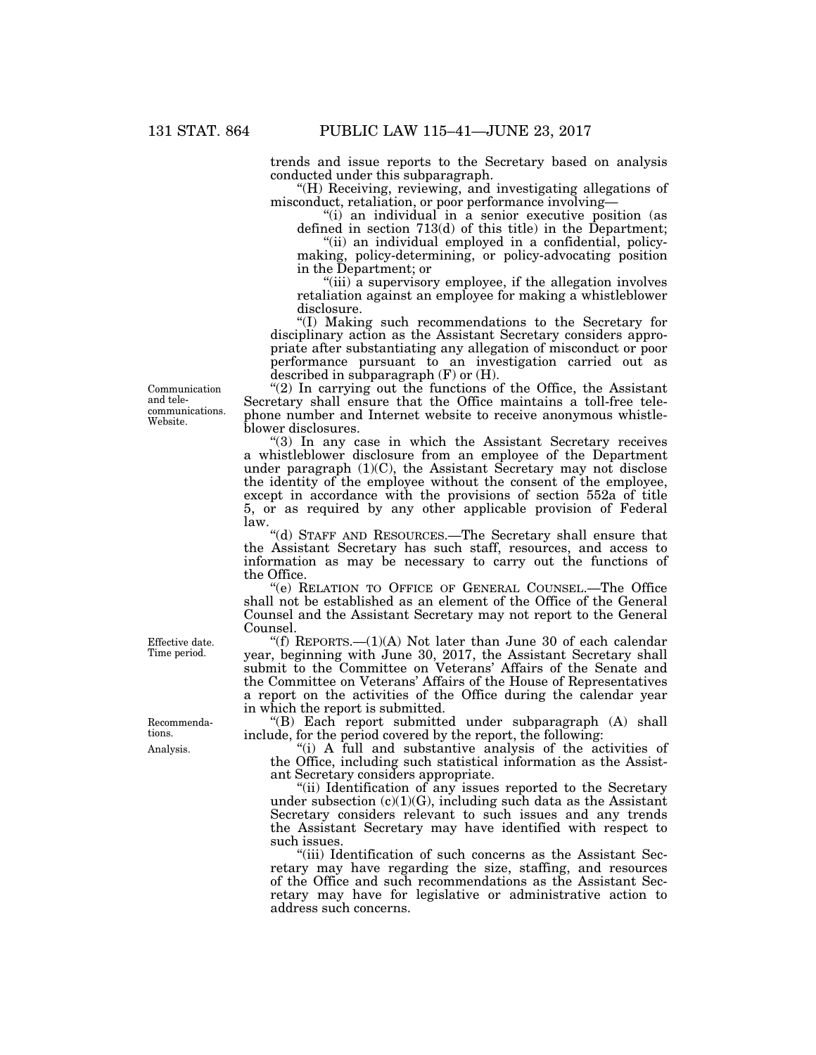trends and issue reports to the Secretary based on analysis conducted under this subparagraph.

"(H) Receiving, reviewing, and investigating allegations of misconduct, retaliation, or poor performance involving—

"(i) an individual in a senior executive position (as defined in section 713(d) of this title) in the Department;

"(ii) an individual employed in a confidential, policy-making, policy-determining, or policy-advocating position in the Department; or

"(iii) a supervisory employee, if the allegation involves retaliation against an employee for making a whistleblower disclosure.

"(I) Making such recommendations to the Secretary for disciplinary action as the Assistant Secretary considers appropriate after substantiating any allegation of misconduct or poor performance pursuant to an investigation carried out as described in subparagraph (F) or (H).

Communication and telecommunications. Website.

"(2) In carrying out the functions of the Office, the Assistant Secretary shall ensure that the Office maintains a toll-free telephone number and Internet website to receive anonymous whistleblower disclosures.

"(3) In any case in which the Assistant Secretary receives a whistleblower disclosure from an employee of the Department under paragraph (1)(C), the Assistant Secretary may not disclose the identity of the employee without the consent of the employee, except in accordance with the provisions of section 552a of title 5, or as required by any other applicable provision of Federal law.

"(d) STAFF AND RESOURCES.—The Secretary shall ensure that the Assistant Secretary has such staff, resources, and access to information as may be necessary to carry out the functions of the Office.

"(e) RELATION TO OFFICE OF GENERAL COUNSEL.—The Office shall not be established as an element of the Office of the General Counsel and the Assistant Secretary may not report to the General Counsel.

Effective date. Time period.

"(f) REPORTS.—(1)(A) Not later than June 30 of each calendar year, beginning with June 30, 2017, the Assistant Secretary shall submit to the Committee on Veterans' Affairs of the Senate and the Committee on Veterans' Affairs of the House of Representatives a report on the activities of the Office during the calendar year in which the report is submitted.

Recommendations. Analysis.

"(B) Each report submitted under subparagraph (A) shall include, for the period covered by the report, the following:

"(i) A full and substantive analysis of the activities of the Office, including such statistical information as the Assistant Secretary considers appropriate.

"(ii) Identification of any issues reported to the Secretary under subsection (c)(1)(G), including such data as the Assistant Secretary considers relevant to such issues and any trends the Assistant Secretary may have identified with respect to such issues.

"(iii) Identification of such concerns as the Assistant Secretary may have regarding the size, staffing, and resources of the Office and such recommendations as the Assistant Secretary may have for legislative or administrative action to address such concerns.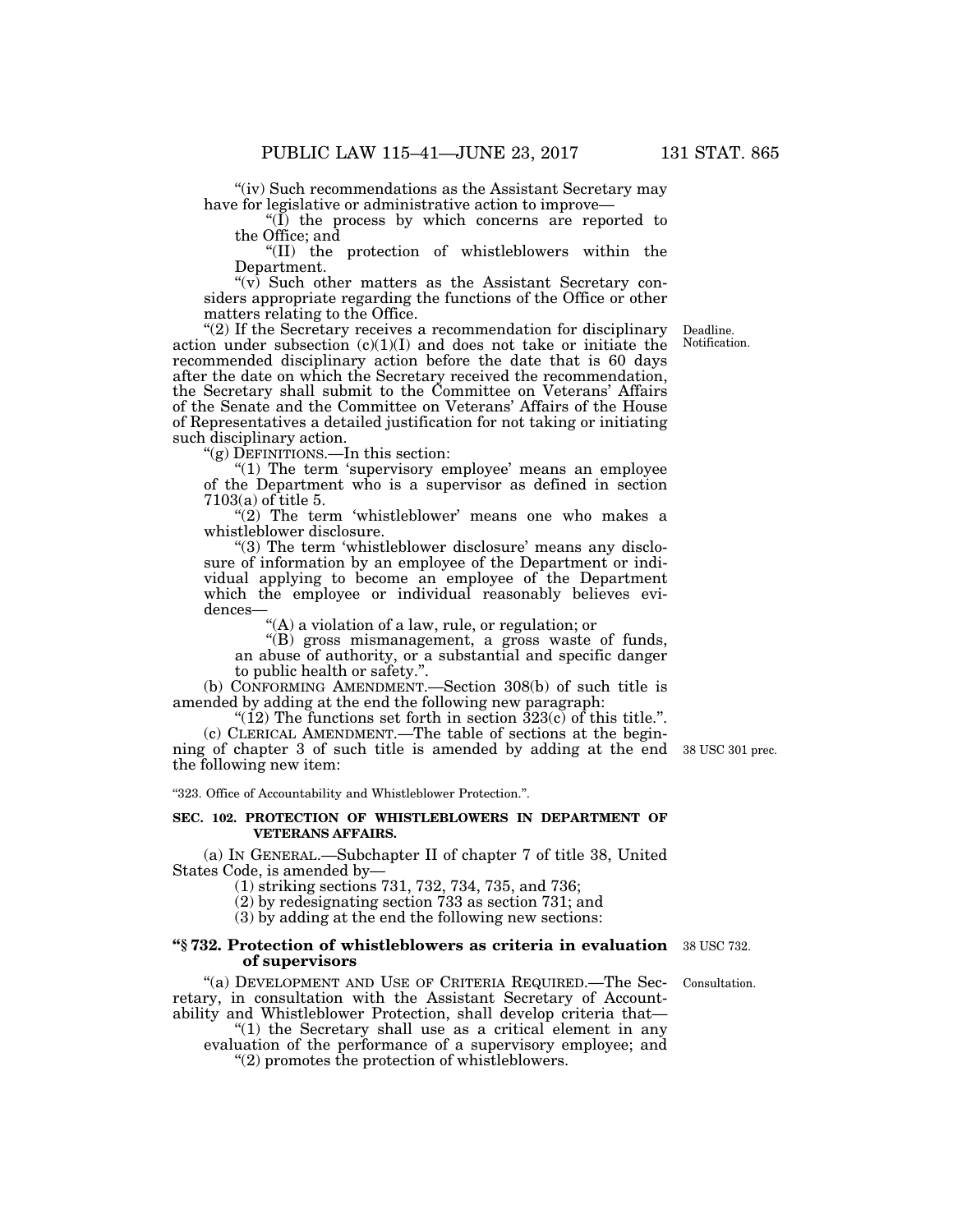"(iv) Such recommendations as the Assistant Secretary may have for legislative or administrative action to improve—

"(I) the process by which concerns are reported to the Office; and

"(II) the protection of whistleblowers within the Department.

"(v) Such other matters as the Assistant Secretary considers appropriate regarding the functions of the Office or other matters relating to the Office.

Deadline. Notification.

"(2) If the Secretary receives a recommendation for disciplinary action under subsection (c)(1)(I) and does not take or initiate the recommended disciplinary action before the date that is 60 days after the date on which the Secretary received the recommendation, the Secretary shall submit to the Committee on Veterans' Affairs of the Senate and the Committee on Veterans' Affairs of the House of Representatives a detailed justification for not taking or initiating such disciplinary action.

"(g) DEFINITIONS.—In this section:

"(1) The term 'supervisory employee' means an employee of the Department who is a supervisor as defined in section 7103(a) of title 5.

"(2) The term 'whistleblower' means one who makes a whistleblower disclosure.

"(3) The term 'whistleblower disclosure' means any disclosure of information by an employee of the Department or individual applying to become an employee of the Department which the employee or individual reasonably believes evidences—

"(A) a violation of a law, rule, or regulation; or

"(B) gross mismanagement, a gross waste of funds, an abuse of authority, or a substantial and specific danger to public health or safety.".

(b) CONFORMING AMENDMENT.—Section 308(b) of such title is amended by adding at the end the following new paragraph:

"(12) The functions set forth in section 323(c) of this title.".

(c) CLERICAL AMENDMENT.—The table of sections at the beginning of chapter 3 of such title is amended by adding at the end the following new item:

38 USC 301 prec.

"323. Office of Accountability and Whistleblower Protection.".

## SEC. 102. PROTECTION OF WHISTLEBLOWERS IN DEPARTMENT OF VETERANS AFFAIRS.

(a) IN GENERAL.—Subchapter II of chapter 7 of title 38, United States Code, is amended by—

(1) striking sections 731, 732, 734, 735, and 736;

(2) by redesignating section 733 as section 731; and

(3) by adding at the end the following new sections:

### "§ 732. Protection of whistleblowers as criteria in evaluation of supervisors

38 USC 732.

Consultation.

"(a) DEVELOPMENT AND USE OF CRITERIA REQUIRED.—The Secretary, in consultation with the Assistant Secretary of Accountability and Whistleblower Protection, shall develop criteria that—

"(1) the Secretary shall use as a critical element in any evaluation of the performance of a supervisory employee; and

"(2) promotes the protection of whistleblowers.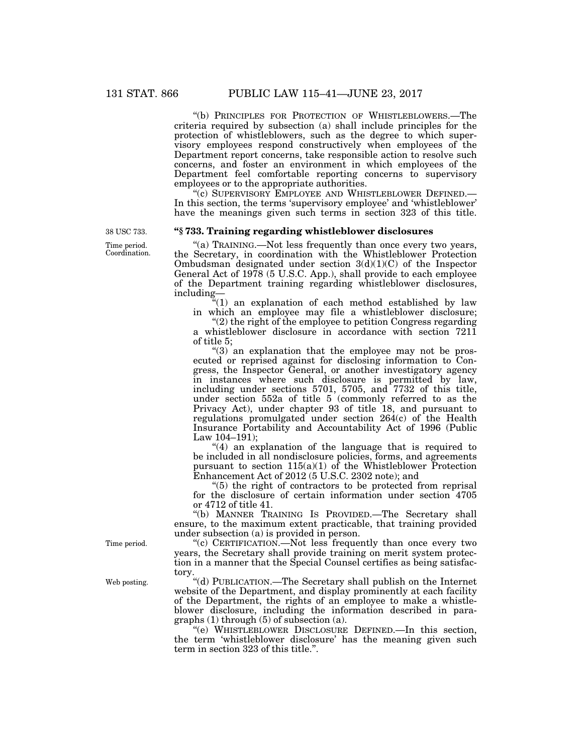"(b) PRINCIPLES FOR PROTECTION OF WHISTLEBLOWERS.—The criteria required by subsection (a) shall include principles for the protection of whistleblowers, such as the degree to which supervisory employees respond constructively when employees of the Department report concerns, take responsible action to resolve such concerns, and foster an environment in which employees of the Department feel comfortable reporting concerns to supervisory employees or to the appropriate authorities.

"(c) SUPERVISORY EMPLOYEE AND WHISTLEBLOWER DEFINED.—In this section, the terms 'supervisory employee' and 'whistleblower' have the meanings given such terms in section 323 of this title.

38 USC 733.

### "§ 733. Training regarding whistleblower disclosures

Time period. Coordination.

"(a) TRAINING.—Not less frequently than once every two years, the Secretary, in coordination with the Whistleblower Protection Ombudsman designated under section 3(d)(1)(C) of the Inspector General Act of 1978 (5 U.S.C. App.), shall provide to each employee of the Department training regarding whistleblower disclosures, including—

"(1) an explanation of each method established by law in which an employee may file a whistleblower disclosure;

"(2) the right of the employee to petition Congress regarding a whistleblower disclosure in accordance with section 7211 of title 5;

"(3) an explanation that the employee may not be prosecuted or reprised against for disclosing information to Congress, the Inspector General, or another investigatory agency in instances where such disclosure is permitted by law, including under sections 5701, 5705, and 7732 of this title, under section 552a of title 5 (commonly referred to as the Privacy Act), under chapter 93 of title 18, and pursuant to regulations promulgated under section 264(c) of the Health Insurance Portability and Accountability Act of 1996 (Public Law 104–191);

"(4) an explanation of the language that is required to be included in all nondisclosure policies, forms, and agreements pursuant to section 115(a)(1) of the Whistleblower Protection Enhancement Act of 2012 (5 U.S.C. 2302 note); and

"(5) the right of contractors to be protected from reprisal for the disclosure of certain information under section 4705 or 4712 of title 41.

"(b) MANNER TRAINING IS PROVIDED.—The Secretary shall ensure, to the maximum extent practicable, that training provided under subsection (a) is provided in person.

Time period.

"(c) CERTIFICATION.—Not less frequently than once every two years, the Secretary shall provide training on merit system protection in a manner that the Special Counsel certifies as being satisfactory.

Web posting.

"(d) PUBLICATION.—The Secretary shall publish on the Internet website of the Department, and display prominently at each facility of the Department, the rights of an employee to make a whistleblower disclosure, including the information described in paragraphs (1) through (5) of subsection (a).

"(e) WHISTLEBLOWER DISCLOSURE DEFINED.—In this section, the term 'whistleblower disclosure' has the meaning given such term in section 323 of this title.".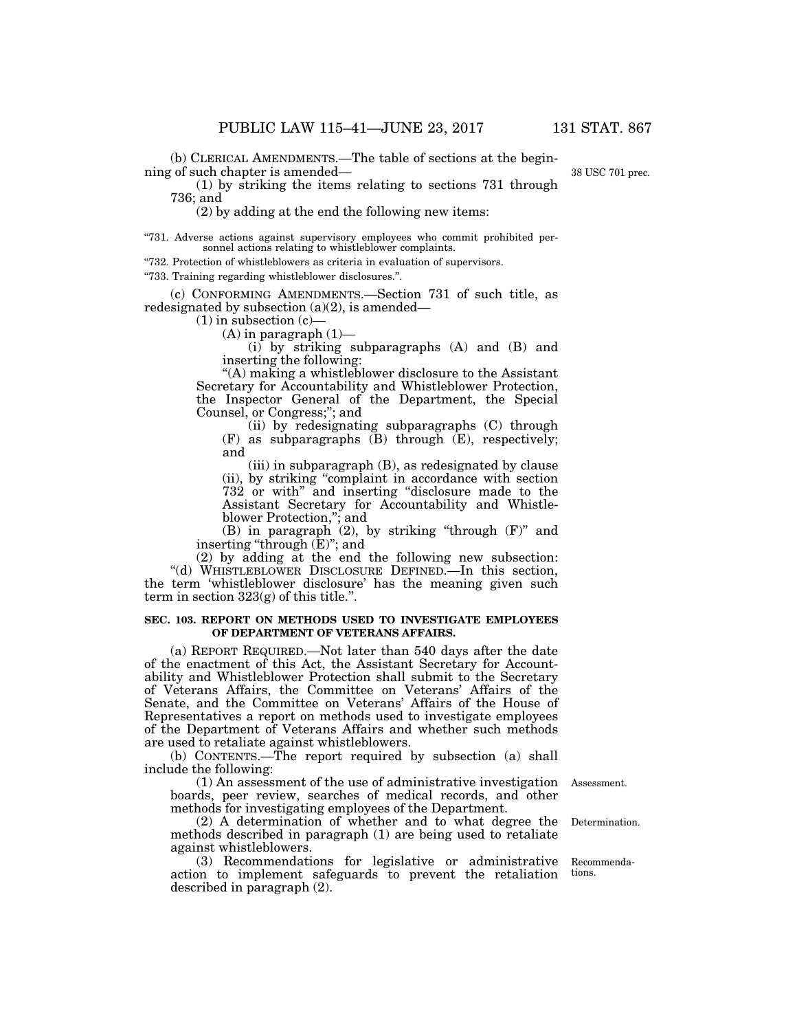(b) CLERICAL AMENDMENTS.—The table of sections at the beginning of such chapter is amended—

38 USC 701 prec.

(1) by striking the items relating to sections 731 through 736; and

(2) by adding at the end the following new items:

"731. Adverse actions against supervisory employees who commit prohibited personnel actions relating to whistleblower complaints.

"732. Protection of whistleblowers as criteria in evaluation of supervisors.

"733. Training regarding whistleblower disclosures.".

(c) CONFORMING AMENDMENTS.—Section 731 of such title, as redesignated by subsection (a)(2), is amended—

(1) in subsection (c)—

(A) in paragraph (1)—

(i) by striking subparagraphs (A) and (B) and inserting the following:

"(A) making a whistleblower disclosure to the Assistant Secretary for Accountability and Whistleblower Protection, the Inspector General of the Department, the Special Counsel, or Congress;"; and

(ii) by redesignating subparagraphs (C) through (F) as subparagraphs (B) through (E), respectively; and

(iii) in subparagraph (B), as redesignated by clause (ii), by striking "complaint in accordance with section 732 or with" and inserting "disclosure made to the Assistant Secretary for Accountability and Whistleblower Protection,"; and

(B) in paragraph (2), by striking "through (F)" and inserting "through (E)"; and

(2) by adding at the end the following new subsection:

"(d) WHISTLEBLOWER DISCLOSURE DEFINED.—In this section, the term 'whistleblower disclosure' has the meaning given such term in section 323(g) of this title.".

**SEC. 103. REPORT ON METHODS USED TO INVESTIGATE EMPLOYEES OF DEPARTMENT OF VETERANS AFFAIRS.**

(a) REPORT REQUIRED.—Not later than 540 days after the date of the enactment of this Act, the Assistant Secretary for Accountability and Whistleblower Protection shall submit to the Secretary of Veterans Affairs, the Committee on Veterans' Affairs of the Senate, and the Committee on Veterans' Affairs of the House of Representatives a report on methods used to investigate employees of the Department of Veterans Affairs and whether such methods are used to retaliate against whistleblowers.

(b) CONTENTS.—The report required by subsection (a) shall include the following:

Assessment.

(1) An assessment of the use of administrative investigation boards, peer review, searches of medical records, and other methods for investigating employees of the Department.

Determination.

(2) A determination of whether and to what degree the methods described in paragraph (1) are being used to retaliate against whistleblowers.

Recommendations.

(3) Recommendations for legislative or administrative action to implement safeguards to prevent the retaliation described in paragraph (2).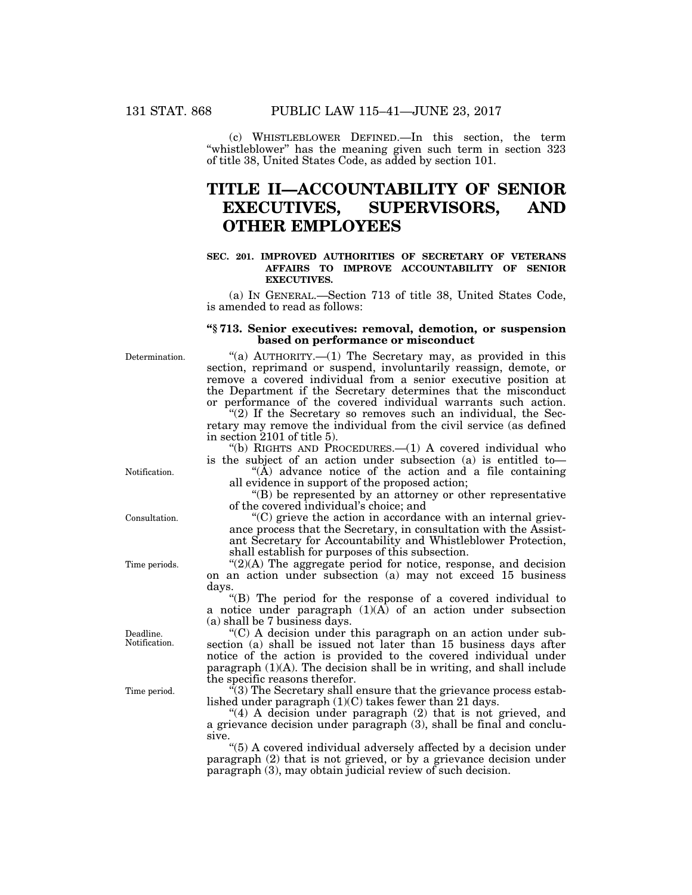(c) WHISTLEBLOWER DEFINED.—In this section, the term "whistleblower" has the meaning given such term in section 323 of title 38, United States Code, as added by section 101.

# TITLE II—ACCOUNTABILITY OF SENIOR EXECUTIVES, SUPERVISORS, AND OTHER EMPLOYEES

### SEC. 201. IMPROVED AUTHORITIES OF SECRETARY OF VETERANS AFFAIRS TO IMPROVE ACCOUNTABILITY OF SENIOR EXECUTIVES.

(a) IN GENERAL.—Section 713 of title 38, United States Code, is amended to read as follows:

**"§ 713. Senior executives: removal, demotion, or suspension based on performance or misconduct**

Determination.

"(a) AUTHORITY.—(1) The Secretary may, as provided in this section, reprimand or suspend, involuntarily reassign, demote, or remove a covered individual from a senior executive position at the Department if the Secretary determines that the misconduct or performance of the covered individual warrants such action.

"(2) If the Secretary so removes such an individual, the Secretary may remove the individual from the civil service (as defined in section 2101 of title 5).

"(b) RIGHTS AND PROCEDURES.—(1) A covered individual who is the subject of an action under subsection (a) is entitled to—

Notification.

"(A) advance notice of the action and a file containing all evidence in support of the proposed action;

"(B) be represented by an attorney or other representative of the covered individual's choice; and

Consultation.

"(C) grieve the action in accordance with an internal grievance process that the Secretary, in consultation with the Assistant Secretary for Accountability and Whistleblower Protection, shall establish for purposes of this subsection.

Time periods.

"(2)(A) The aggregate period for notice, response, and decision on an action under subsection (a) may not exceed 15 business days.

"(B) The period for the response of a covered individual to a notice under paragraph (1)(A) of an action under subsection (a) shall be 7 business days.

Deadline. Notification.

"(C) A decision under this paragraph on an action under subsection (a) shall be issued not later than 15 business days after notice of the action is provided to the covered individual under paragraph (1)(A). The decision shall be in writing, and shall include the specific reasons therefor.

Time period.

"(3) The Secretary shall ensure that the grievance process established under paragraph (1)(C) takes fewer than 21 days.

"(4) A decision under paragraph (2) that is not grieved, and a grievance decision under paragraph (3), shall be final and conclusive.

"(5) A covered individual adversely affected by a decision under paragraph (2) that is not grieved, or by a grievance decision under paragraph (3), may obtain judicial review of such decision.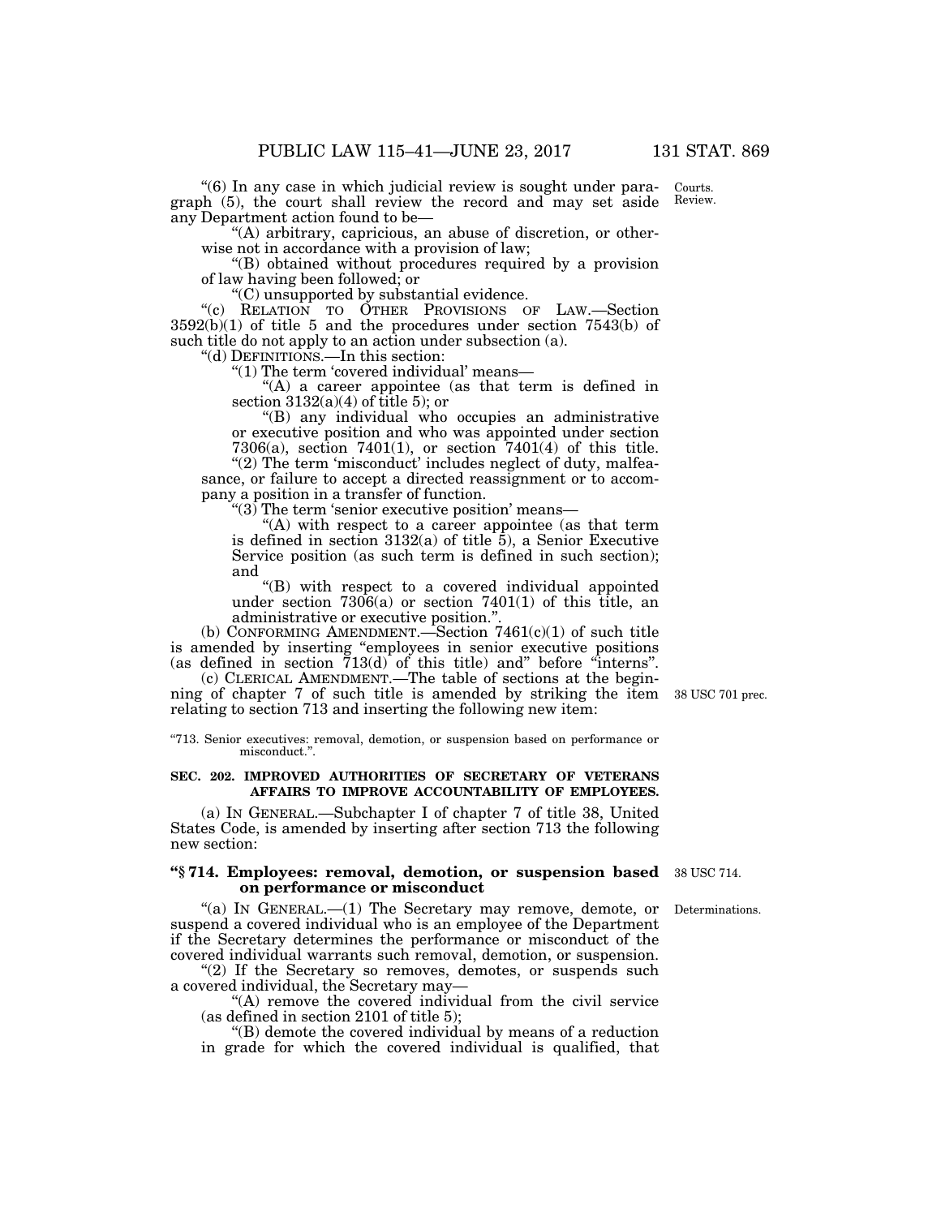"(6) In any case in which judicial review is sought under paragraph (5), the court shall review the record and may set aside any Department action found to be—

"(A) arbitrary, capricious, an abuse of discretion, or otherwise not in accordance with a provision of law;

"(B) obtained without procedures required by a provision of law having been followed; or

"(C) unsupported by substantial evidence.

"(c) RELATION TO OTHER PROVISIONS OF LAW.—Section 3592(b)(1) of title 5 and the procedures under section 7543(b) of such title do not apply to an action under subsection (a).

"(d) DEFINITIONS.—In this section:

"(1) The term 'covered individual' means—

"(A) a career appointee (as that term is defined in section 3132(a)(4) of title 5); or

"(B) any individual who occupies an administrative or executive position and who was appointed under section 7306(a), section 7401(1), or section 7401(4) of this title.

"(2) The term 'misconduct' includes neglect of duty, malfeasance, or failure to accept a directed reassignment or to accompany a position in a transfer of function.

"(3) The term 'senior executive position' means—

"(A) with respect to a career appointee (as that term is defined in section 3132(a) of title 5), a Senior Executive Service position (as such term is defined in such section); and

"(B) with respect to a covered individual appointed under section 7306(a) or section 7401(1) of this title, an administrative or executive position.".

(b) CONFORMING AMENDMENT.—Section 7461(c)(1) of such title is amended by inserting "employees in senior executive positions (as defined in section 713(d) of this title) and" before "interns".

(c) CLERICAL AMENDMENT.—The table of sections at the beginning of chapter 7 of such title is amended by striking the item relating to section 713 and inserting the following new item:

"713. Senior executives: removal, demotion, or suspension based on performance or misconduct.".

**SEC. 202. IMPROVED AUTHORITIES OF SECRETARY OF VETERANS AFFAIRS TO IMPROVE ACCOUNTABILITY OF EMPLOYEES.**

(a) IN GENERAL.—Subchapter I of chapter 7 of title 38, United States Code, is amended by inserting after section 713 the following new section:

**"§ 714. Employees: removal, demotion, or suspension based on performance or misconduct**

"(a) IN GENERAL.—(1) The Secretary may remove, demote, or suspend a covered individual who is an employee of the Department if the Secretary determines the performance or misconduct of the covered individual warrants such removal, demotion, or suspension.

"(2) If the Secretary so removes, demotes, or suspends such a covered individual, the Secretary may—

"(A) remove the covered individual from the civil service (as defined in section 2101 of title 5);

"(B) demote the covered individual by means of a reduction in grade for which the covered individual is qualified, that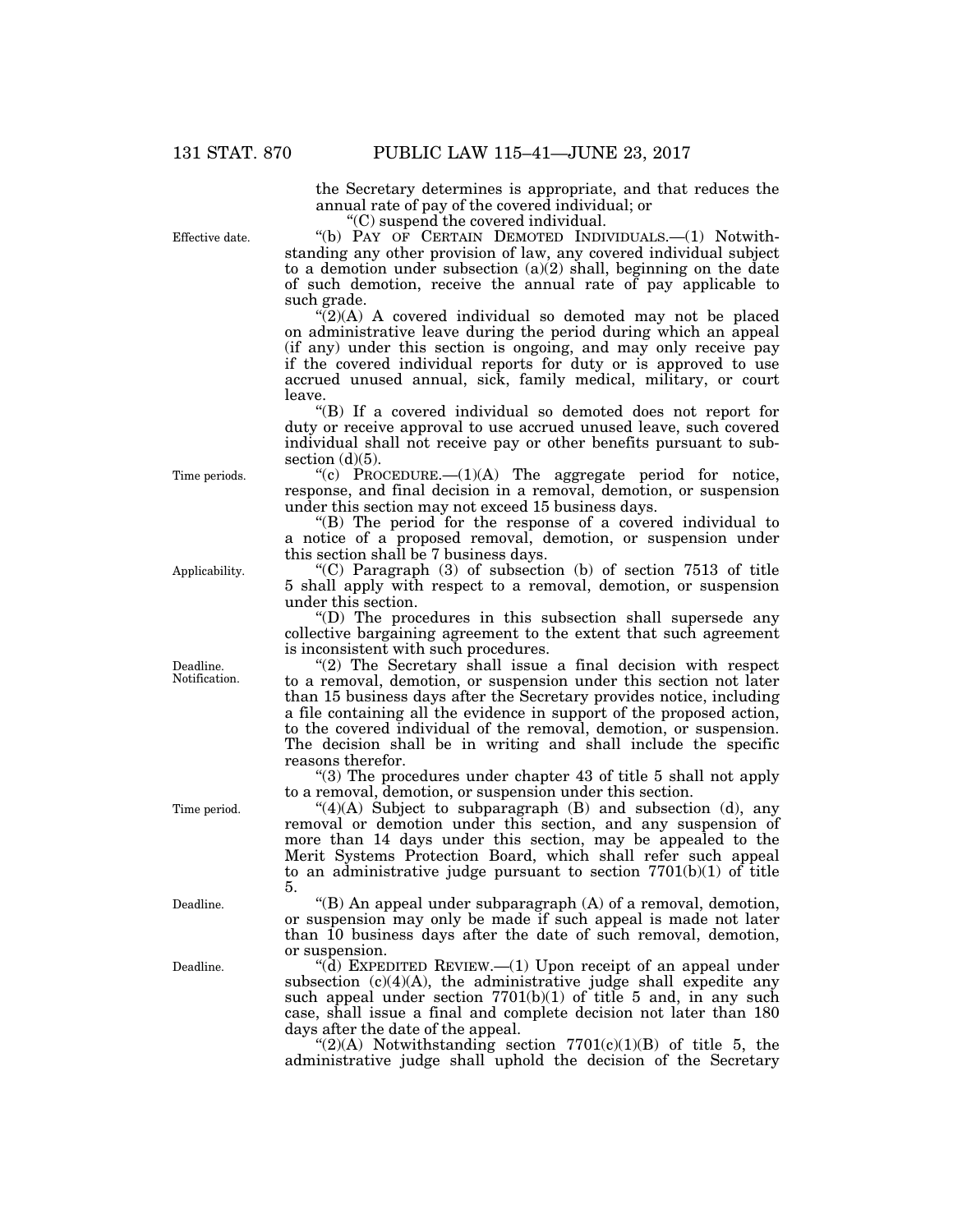the Secretary determines is appropriate, and that reduces the annual rate of pay of the covered individual; or

"(C) suspend the covered individual.

Effective date.

"(b) PAY OF CERTAIN DEMOTED INDIVIDUALS.—(1) Notwithstanding any other provision of law, any covered individual subject to a demotion under subsection (a)(2) shall, beginning on the date of such demotion, receive the annual rate of pay applicable to such grade.

"(2)(A) A covered individual so demoted may not be placed on administrative leave during the period during which an appeal (if any) under this section is ongoing, and may only receive pay if the covered individual reports for duty or is approved to use accrued unused annual, sick, family medical, military, or court leave.

"(B) If a covered individual so demoted does not report for duty or receive approval to use accrued unused leave, such covered individual shall not receive pay or other benefits pursuant to subsection (d)(5).

Time periods.

"(c) PROCEDURE.—(1)(A) The aggregate period for notice, response, and final decision in a removal, demotion, or suspension under this section may not exceed 15 business days.

"(B) The period for the response of a covered individual to a notice of a proposed removal, demotion, or suspension under this section shall be 7 business days.

Applicability.

"(C) Paragraph (3) of subsection (b) of section 7513 of title 5 shall apply with respect to a removal, demotion, or suspension under this section.

"(D) The procedures in this subsection shall supersede any collective bargaining agreement to the extent that such agreement is inconsistent with such procedures.

Deadline.
Notification.

"(2) The Secretary shall issue a final decision with respect to a removal, demotion, or suspension under this section not later than 15 business days after the Secretary provides notice, including a file containing all the evidence in support of the proposed action, to the covered individual of the removal, demotion, or suspension. The decision shall be in writing and shall include the specific reasons therefor.

"(3) The procedures under chapter 43 of title 5 shall not apply to a removal, demotion, or suspension under this section.

Time period.

"(4)(A) Subject to subparagraph (B) and subsection (d), any removal or demotion under this section, and any suspension of more than 14 days under this section, may be appealed to the Merit Systems Protection Board, which shall refer such appeal to an administrative judge pursuant to section 7701(b)(1) of title 5.

Deadline.

"(B) An appeal under subparagraph (A) of a removal, demotion, or suspension may only be made if such appeal is made not later than 10 business days after the date of such removal, demotion, or suspension.

Deadline.

"(d) EXPEDITED REVIEW.—(1) Upon receipt of an appeal under subsection (c)(4)(A), the administrative judge shall expedite any such appeal under section 7701(b)(1) of title 5 and, in any such case, shall issue a final and complete decision not later than 180 days after the date of the appeal.

"(2)(A) Notwithstanding section 7701(c)(1)(B) of title 5, the administrative judge shall uphold the decision of the Secretary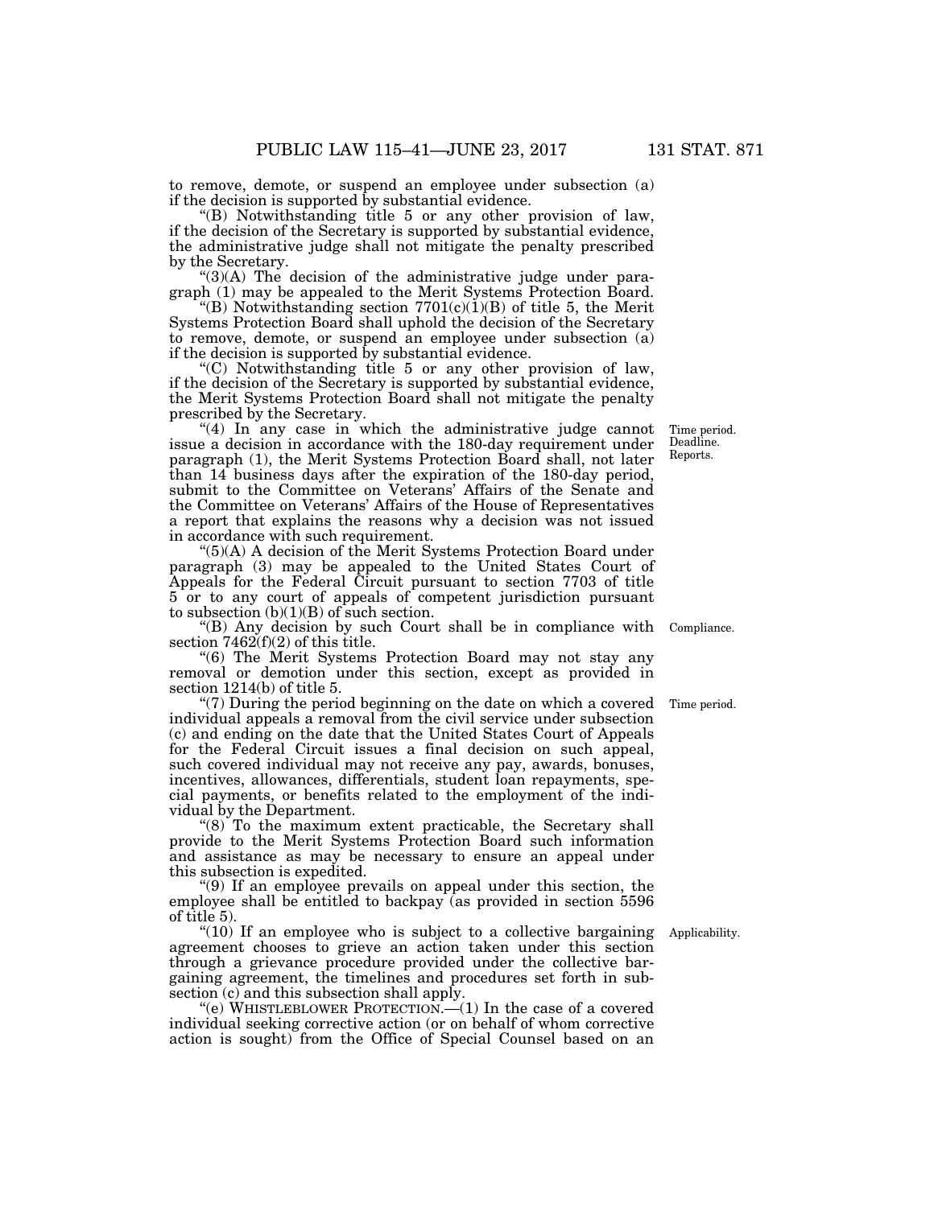to remove, demote, or suspend an employee under subsection (a) if the decision is supported by substantial evidence.

"(B) Notwithstanding title 5 or any other provision of law, if the decision of the Secretary is supported by substantial evidence, the administrative judge shall not mitigate the penalty prescribed by the Secretary.

"(3)(A) The decision of the administrative judge under paragraph (1) may be appealed to the Merit Systems Protection Board.

"(B) Notwithstanding section 7701(c)(1)(B) of title 5, the Merit Systems Protection Board shall uphold the decision of the Secretary to remove, demote, or suspend an employee under subsection (a) if the decision is supported by substantial evidence.

"(C) Notwithstanding title 5 or any other provision of law, if the decision of the Secretary is supported by substantial evidence, the Merit Systems Protection Board shall not mitigate the penalty prescribed by the Secretary.

Time period. Deadline. Reports.

"(4) In any case in which the administrative judge cannot issue a decision in accordance with the 180-day requirement under paragraph (1), the Merit Systems Protection Board shall, not later than 14 business days after the expiration of the 180-day period, submit to the Committee on Veterans' Affairs of the Senate and the Committee on Veterans' Affairs of the House of Representatives a report that explains the reasons why a decision was not issued in accordance with such requirement.

"(5)(A) A decision of the Merit Systems Protection Board under paragraph (3) may be appealed to the United States Court of Appeals for the Federal Circuit pursuant to section 7703 of title 5 or to any court of appeals of competent jurisdiction pursuant to subsection (b)(1)(B) of such section.

Compliance.

"(B) Any decision by such Court shall be in compliance with section 7462(f)(2) of this title.

"(6) The Merit Systems Protection Board may not stay any removal or demotion under this section, except as provided in section 1214(b) of title 5.

Time period.

"(7) During the period beginning on the date on which a covered individual appeals a removal from the civil service under subsection (c) and ending on the date that the United States Court of Appeals for the Federal Circuit issues a final decision on such appeal, such covered individual may not receive any pay, awards, bonuses, incentives, allowances, differentials, student loan repayments, special payments, or benefits related to the employment of the individual by the Department.

"(8) To the maximum extent practicable, the Secretary shall provide to the Merit Systems Protection Board such information and assistance as may be necessary to ensure an appeal under this subsection is expedited.

"(9) If an employee prevails on appeal under this section, the employee shall be entitled to backpay (as provided in section 5596 of title 5).

Applicability.

"(10) If an employee who is subject to a collective bargaining agreement chooses to grieve an action taken under this section through a grievance procedure provided under the collective bargaining agreement, the timelines and procedures set forth in subsection (c) and this subsection shall apply.

"(e) WHISTLEBLOWER PROTECTION.—(1) In the case of a covered individual seeking corrective action (or on behalf of whom corrective action is sought) from the Office of Special Counsel based on an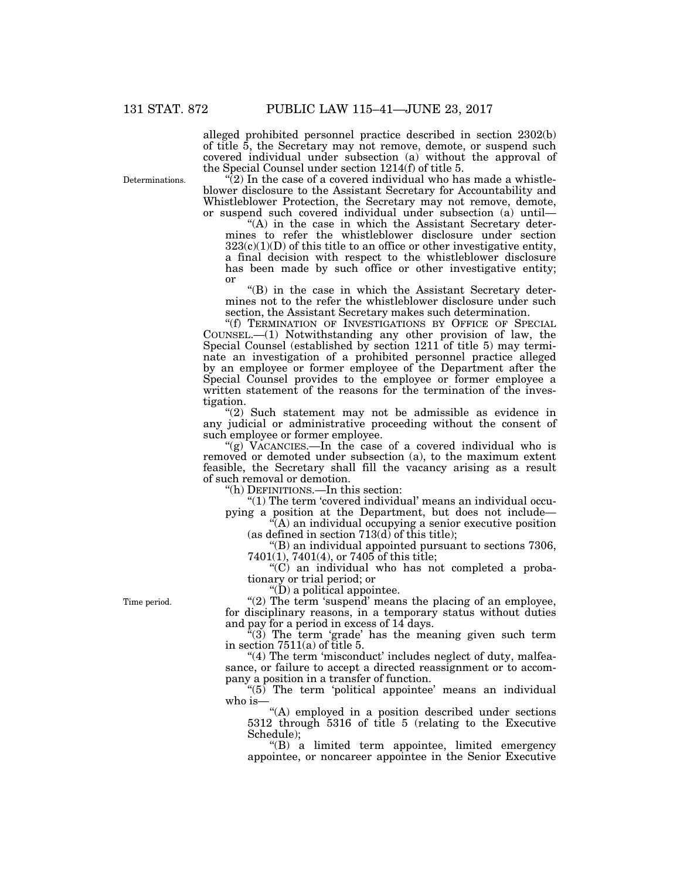alleged prohibited personnel practice described in section 2302(b) of title 5, the Secretary may not remove, demote, or suspend such covered individual under subsection (a) without the approval of the Special Counsel under section 1214(f) of title 5.

Determinations.

"(2) In the case of a covered individual who has made a whistleblower disclosure to the Assistant Secretary for Accountability and Whistleblower Protection, the Secretary may not remove, demote, or suspend such covered individual under subsection (a) until—

"(A) in the case in which the Assistant Secretary determines to refer the whistleblower disclosure under section 323(c)(1)(D) of this title to an office or other investigative entity, a final decision with respect to the whistleblower disclosure has been made by such office or other investigative entity; or

"(B) in the case in which the Assistant Secretary determines not to the refer the whistleblower disclosure under such section, the Assistant Secretary makes such determination.

"(f) TERMINATION OF INVESTIGATIONS BY OFFICE OF SPECIAL COUNSEL.—(1) Notwithstanding any other provision of law, the Special Counsel (established by section 1211 of title 5) may terminate an investigation of a prohibited personnel practice alleged by an employee or former employee of the Department after the Special Counsel provides to the employee or former employee a written statement of the reasons for the termination of the investigation.

"(2) Such statement may not be admissible as evidence in any judicial or administrative proceeding without the consent of such employee or former employee.

"(g) VACANCIES.—In the case of a covered individual who is removed or demoted under subsection (a), to the maximum extent feasible, the Secretary shall fill the vacancy arising as a result of such removal or demotion.

"(h) DEFINITIONS.—In this section:

"(1) The term 'covered individual' means an individual occupying a position at the Department, but does not include—

"(A) an individual occupying a senior executive position (as defined in section 713(d) of this title);

"(B) an individual appointed pursuant to sections 7306, 7401(1), 7401(4), or 7405 of this title;

"(C) an individual who has not completed a probationary or trial period; or

"(D) a political appointee.

Time period.

"(2) The term 'suspend' means the placing of an employee, for disciplinary reasons, in a temporary status without duties and pay for a period in excess of 14 days.

"(3) The term 'grade' has the meaning given such term in section 7511(a) of title 5.

"(4) The term 'misconduct' includes neglect of duty, malfeasance, or failure to accept a directed reassignment or to accompany a position in a transfer of function.

"(5) The term 'political appointee' means an individual who is—

"(A) employed in a position described under sections 5312 through 5316 of title 5 (relating to the Executive Schedule);

"(B) a limited term appointee, limited emergency appointee, or noncareer appointee in the Senior Executive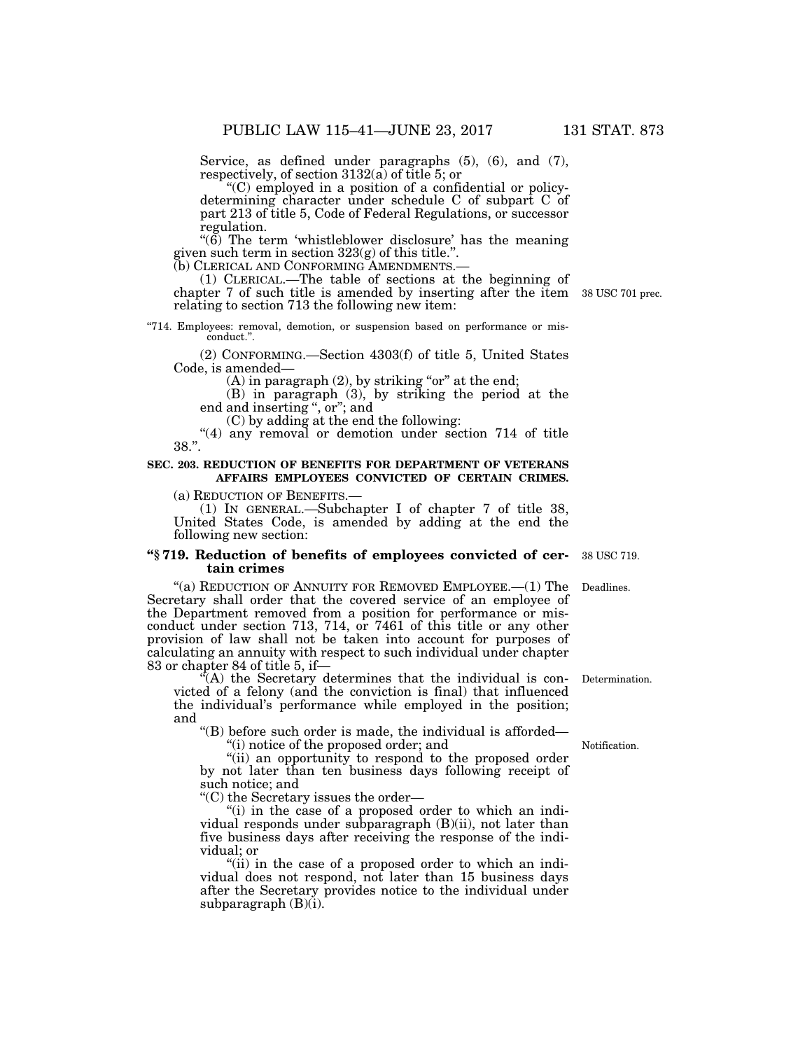Service, as defined under paragraphs (5), (6), and (7), respectively, of section 3132(a) of title 5; or

"(C) employed in a position of a confidential or policy-determining character under schedule C of subpart C of part 213 of title 5, Code of Federal Regulations, or successor regulation.

"(6) The term 'whistleblower disclosure' has the meaning given such term in section 323(g) of this title.".

(b) CLERICAL AND CONFORMING AMENDMENTS.—

(1) CLERICAL.—The table of sections at the beginning of chapter 7 of such title is amended by inserting after the item relating to section 713 the following new item:

38 USC 701 prec.

"714. Employees: removal, demotion, or suspension based on performance or misconduct.".

(2) CONFORMING.—Section 4303(f) of title 5, United States Code, is amended—

(A) in paragraph (2), by striking "or" at the end;

(B) in paragraph (3), by striking the period at the end and inserting ", or"; and

(C) by adding at the end the following:

"(4) any removal or demotion under section 714 of title 38.".

**SEC. 203. REDUCTION OF BENEFITS FOR DEPARTMENT OF VETERANS AFFAIRS EMPLOYEES CONVICTED OF CERTAIN CRIMES.**

(a) REDUCTION OF BENEFITS.—

(1) IN GENERAL.—Subchapter I of chapter 7 of title 38, United States Code, is amended by adding at the end the following new section:

**"§ 719. Reduction of benefits of employees convicted of certain crimes**

38 USC 719.

"(a) REDUCTION OF ANNUITY FOR REMOVED EMPLOYEE.—(1) The Secretary shall order that the covered service of an employee of the Department removed from a position for performance or misconduct under section 713, 714, or 7461 of this title or any other provision of law shall not be taken into account for purposes of calculating an annuity with respect to such individual under chapter 83 or chapter 84 of title 5, if—

Deadlines.

"(A) the Secretary determines that the individual is convicted of a felony (and the conviction is final) that influenced the individual's performance while employed in the position; and

Determination.

"(B) before such order is made, the individual is afforded—

"(i) notice of the proposed order; and

Notification.

"(ii) an opportunity to respond to the proposed order by not later than ten business days following receipt of such notice; and

"(C) the Secretary issues the order—

"(i) in the case of a proposed order to which an individual responds under subparagraph (B)(ii), not later than five business days after receiving the response of the individual; or

"(ii) in the case of a proposed order to which an individual does not respond, not later than 15 business days after the Secretary provides notice to the individual under subparagraph (B)(i).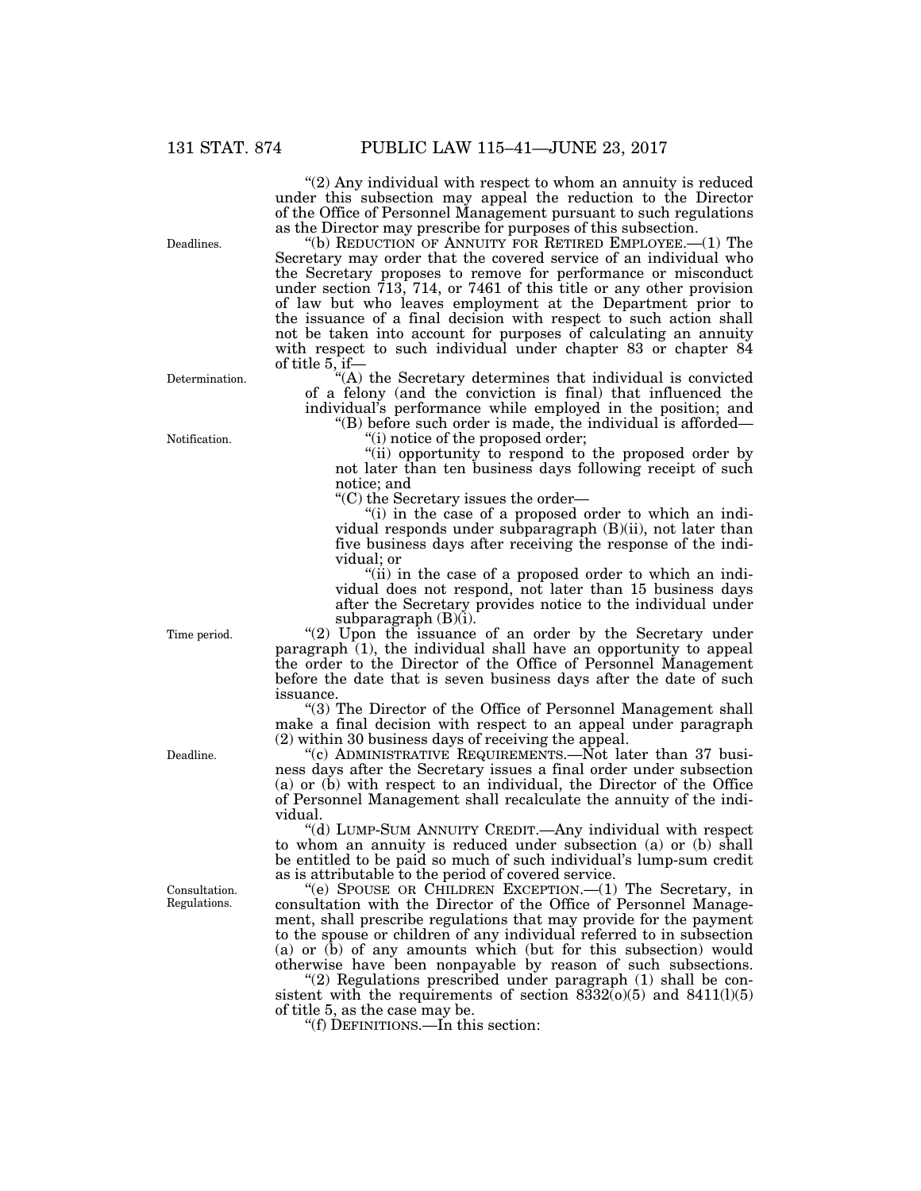"(2) Any individual with respect to whom an annuity is reduced under this subsection may appeal the reduction to the Director of the Office of Personnel Management pursuant to such regulations as the Director may prescribe for purposes of this subsection.

Deadlines.

"(b) REDUCTION OF ANNUITY FOR RETIRED EMPLOYEE.—(1) The Secretary may order that the covered service of an individual who the Secretary proposes to remove for performance or misconduct under section 713, 714, or 7461 of this title or any other provision of law but who leaves employment at the Department prior to the issuance of a final decision with respect to such action shall not be taken into account for purposes of calculating an annuity with respect to such individual under chapter 83 or chapter 84 of title 5, if—

Determination.

"(A) the Secretary determines that individual is convicted of a felony (and the conviction is final) that influenced the individual's performance while employed in the position; and

"(B) before such order is made, the individual is afforded—

Notification.

"(i) notice of the proposed order;

"(ii) opportunity to respond to the proposed order by not later than ten business days following receipt of such notice; and

"(C) the Secretary issues the order—

"(i) in the case of a proposed order to which an individual responds under subparagraph (B)(ii), not later than five business days after receiving the response of the individual; or

"(ii) in the case of a proposed order to which an individual does not respond, not later than 15 business days after the Secretary provides notice to the individual under subparagraph (B)(i).

Time period.

"(2) Upon the issuance of an order by the Secretary under paragraph (1), the individual shall have an opportunity to appeal the order to the Director of the Office of Personnel Management before the date that is seven business days after the date of such issuance.

"(3) The Director of the Office of Personnel Management shall make a final decision with respect to an appeal under paragraph (2) within 30 business days of receiving the appeal.

Deadline.

"(c) ADMINISTRATIVE REQUIREMENTS.—Not later than 37 business days after the Secretary issues a final order under subsection (a) or (b) with respect to an individual, the Director of the Office of Personnel Management shall recalculate the annuity of the individual.

"(d) LUMP-SUM ANNUITY CREDIT.—Any individual with respect to whom an annuity is reduced under subsection (a) or (b) shall be entitled to be paid so much of such individual's lump-sum credit as is attributable to the period of covered service.

Consultation.
Regulations.

"(e) SPOUSE OR CHILDREN EXCEPTION.—(1) The Secretary, in consultation with the Director of the Office of Personnel Management, shall prescribe regulations that may provide for the payment to the spouse or children of any individual referred to in subsection (a) or (b) of any amounts which (but for this subsection) would otherwise have been nonpayable by reason of such subsections.

"(2) Regulations prescribed under paragraph (1) shall be consistent with the requirements of section 8332(o)(5) and 8411(l)(5) of title 5, as the case may be.

"(f) DEFINITIONS.—In this section: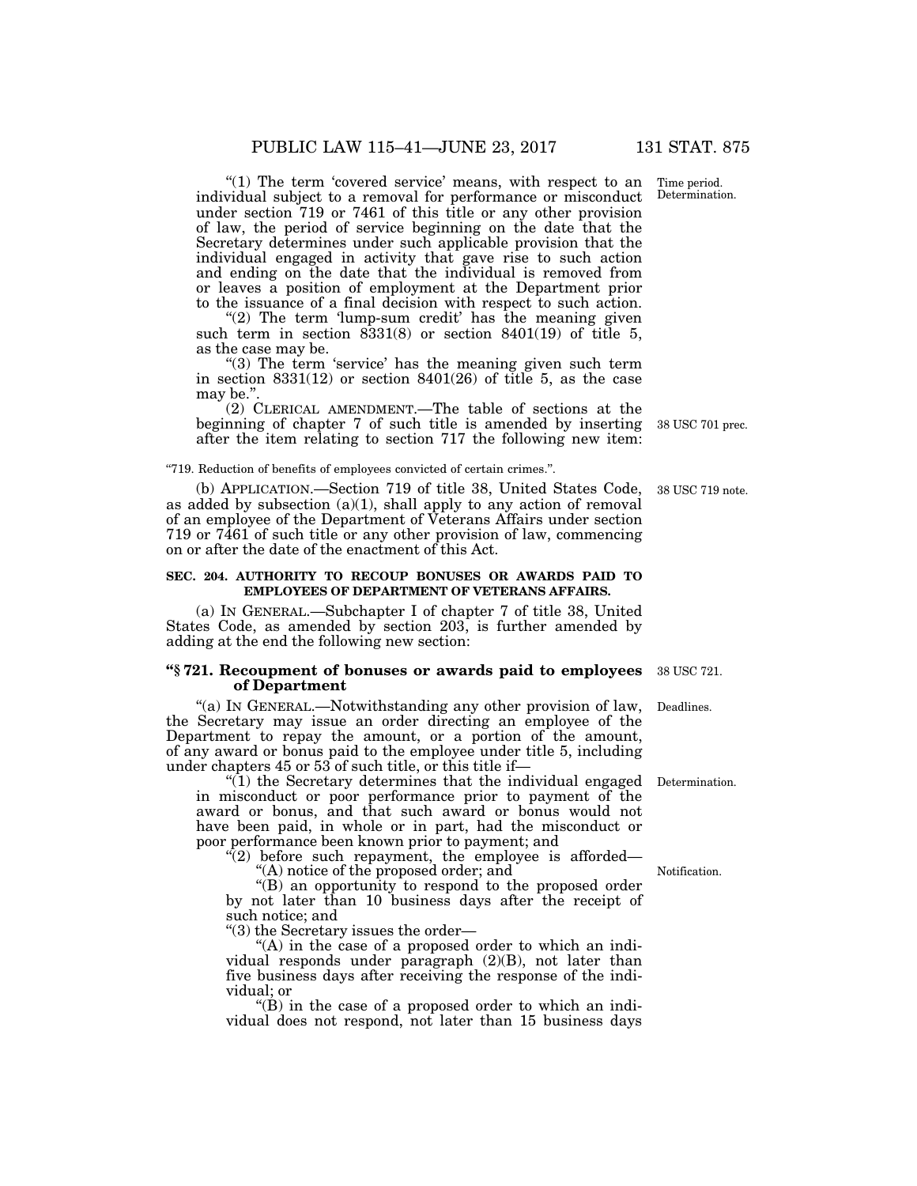"(1) The term 'covered service' means, with respect to an individual subject to a removal for performance or misconduct under section 719 or 7461 of this title or any other provision of law, the period of service beginning on the date that the Secretary determines under such applicable provision that the individual engaged in activity that gave rise to such action and ending on the date that the individual is removed from or leaves a position of employment at the Department prior to the issuance of a final decision with respect to such action.

"(2) The term 'lump-sum credit' has the meaning given such term in section 8331(8) or section 8401(19) of title 5, as the case may be.

"(3) The term 'service' has the meaning given such term in section 8331(12) or section 8401(26) of title 5, as the case may be.".

(2) CLERICAL AMENDMENT.—The table of sections at the beginning of chapter 7 of such title is amended by inserting after the item relating to section 717 the following new item:

"719. Reduction of benefits of employees convicted of certain crimes.".

(b) APPLICATION.—Section 719 of title 38, United States Code, as added by subsection (a)(1), shall apply to any action of removal of an employee of the Department of Veterans Affairs under section 719 or 7461 of such title or any other provision of law, commencing on or after the date of the enactment of this Act.

**SEC. 204. AUTHORITY TO RECOUP BONUSES OR AWARDS PAID TO EMPLOYEES OF DEPARTMENT OF VETERANS AFFAIRS.**

(a) IN GENERAL.—Subchapter I of chapter 7 of title 38, United States Code, as amended by section 203, is further amended by adding at the end the following new section:

**"§ 721. Recoupment of bonuses or awards paid to employees of Department**

"(a) IN GENERAL.—Notwithstanding any other provision of law, the Secretary may issue an order directing an employee of the Department to repay the amount, or a portion of the amount, of any award or bonus paid to the employee under title 5, including under chapters 45 or 53 of such title, or this title if—

"(1) the Secretary determines that the individual engaged in misconduct or poor performance prior to payment of the award or bonus, and that such award or bonus would not have been paid, in whole or in part, had the misconduct or poor performance been known prior to payment; and

"(2) before such repayment, the employee is afforded—

"(A) notice of the proposed order; and

"(B) an opportunity to respond to the proposed order by not later than 10 business days after the receipt of such notice; and

"(3) the Secretary issues the order—

"(A) in the case of a proposed order to which an individual responds under paragraph (2)(B), not later than five business days after receiving the response of the individual; or

"(B) in the case of a proposed order to which an individual does not respond, not later than 15 business days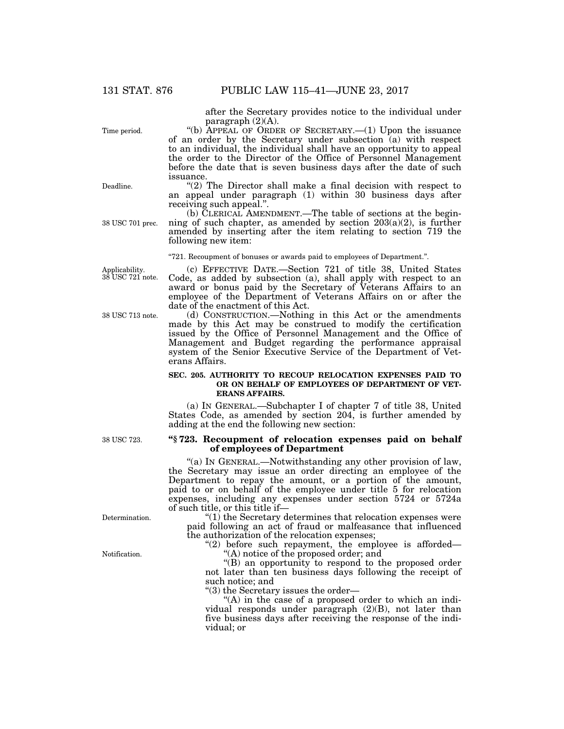after the Secretary provides notice to the individual under paragraph (2)(A).

Time period.

"(b) APPEAL OF ORDER OF SECRETARY.—(1) Upon the issuance of an order by the Secretary under subsection (a) with respect to an individual, the individual shall have an opportunity to appeal the order to the Director of the Office of Personnel Management before the date that is seven business days after the date of such issuance.

Deadline.

"(2) The Director shall make a final decision with respect to an appeal under paragraph (1) within 30 business days after receiving such appeal.".

38 USC 701 prec.

(b) CLERICAL AMENDMENT.—The table of sections at the beginning of such chapter, as amended by section 203(a)(2), is further amended by inserting after the item relating to section 719 the following new item:

"721. Recoupment of bonuses or awards paid to employees of Department.".

Applicability. 38 USC 721 note.

(c) EFFECTIVE DATE.—Section 721 of title 38, United States Code, as added by subsection (a), shall apply with respect to an award or bonus paid by the Secretary of Veterans Affairs to an employee of the Department of Veterans Affairs on or after the date of the enactment of this Act.

38 USC 713 note.

(d) CONSTRUCTION.—Nothing in this Act or the amendments made by this Act may be construed to modify the certification issued by the Office of Personnel Management and the Office of Management and Budget regarding the performance appraisal system of the Senior Executive Service of the Department of Veterans Affairs.

**SEC. 205. AUTHORITY TO RECOUP RELOCATION EXPENSES PAID TO OR ON BEHALF OF EMPLOYEES OF DEPARTMENT OF VETERANS AFFAIRS.**

(a) IN GENERAL.—Subchapter I of chapter 7 of title 38, United States Code, as amended by section 204, is further amended by adding at the end the following new section:

38 USC 723.

**"§ 723. Recoupment of relocation expenses paid on behalf of employees of Department**

"(a) IN GENERAL.—Notwithstanding any other provision of law, the Secretary may issue an order directing an employee of the Department to repay the amount, or a portion of the amount, paid to or on behalf of the employee under title 5 for relocation expenses, including any expenses under section 5724 or 5724a of such title, or this title if—

Determination.

"(1) the Secretary determines that relocation expenses were paid following an act of fraud or malfeasance that influenced the authorization of the relocation expenses;

Notification.

"(2) before such repayment, the employee is afforded—

"(A) notice of the proposed order; and

"(B) an opportunity to respond to the proposed order not later than ten business days following the receipt of such notice; and

"(3) the Secretary issues the order—

"(A) in the case of a proposed order to which an individual responds under paragraph (2)(B), not later than five business days after receiving the response of the individual; or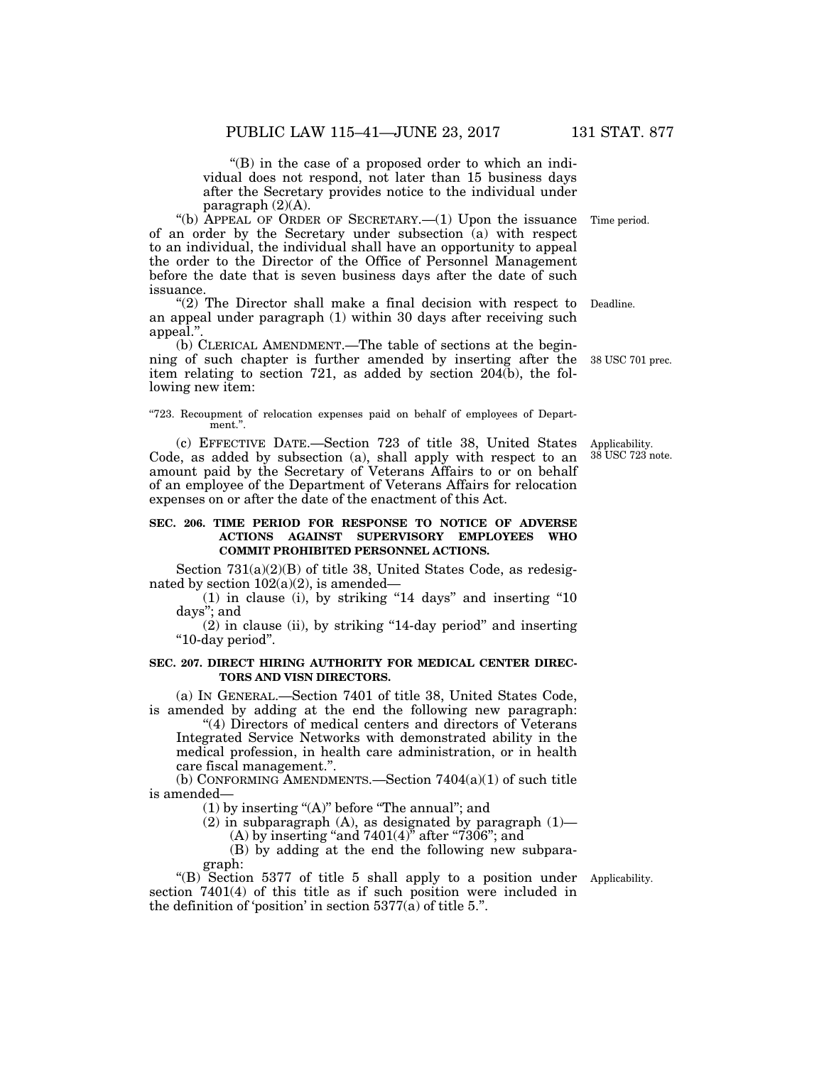"(B) in the case of a proposed order to which an individual does not respond, not later than 15 business days after the Secretary provides notice to the individual under paragraph (2)(A).

"(b) APPEAL OF ORDER OF SECRETARY.—(1) Upon the issuance of an order by the Secretary under subsection (a) with respect to an individual, the individual shall have an opportunity to appeal the order to the Director of the Office of Personnel Management before the date that is seven business days after the date of such issuance.

Time period.

"(2) The Director shall make a final decision with respect to an appeal under paragraph (1) within 30 days after receiving such appeal.".

Deadline.

(b) CLERICAL AMENDMENT.—The table of sections at the beginning of such chapter is further amended by inserting after the item relating to section 721, as added by section 204(b), the following new item:

38 USC 701 prec.

"723. Recoupment of relocation expenses paid on behalf of employees of Department.".

(c) EFFECTIVE DATE.—Section 723 of title 38, United States Code, as added by subsection (a), shall apply with respect to an amount paid by the Secretary of Veterans Affairs to or on behalf of an employee of the Department of Veterans Affairs for relocation expenses on or after the date of the enactment of this Act.

Applicability.
38 USC 723 note.

**SEC. 206. TIME PERIOD FOR RESPONSE TO NOTICE OF ADVERSE ACTIONS AGAINST SUPERVISORY EMPLOYEES WHO COMMIT PROHIBITED PERSONNEL ACTIONS.**

Section 731(a)(2)(B) of title 38, United States Code, as redesignated by section 102(a)(2), is amended—

(1) in clause (i), by striking "14 days" and inserting "10 days"; and

(2) in clause (ii), by striking "14-day period" and inserting "10-day period".

**SEC. 207. DIRECT HIRING AUTHORITY FOR MEDICAL CENTER DIRECTORS AND VISN DIRECTORS.**

(a) IN GENERAL.—Section 7401 of title 38, United States Code, is amended by adding at the end the following new paragraph:

"(4) Directors of medical centers and directors of Veterans Integrated Service Networks with demonstrated ability in the medical profession, in health care administration, or in health care fiscal management.".

(b) CONFORMING AMENDMENTS.—Section 7404(a)(1) of such title is amended—

(1) by inserting "(A)" before "The annual"; and

(2) in subparagraph (A), as designated by paragraph (1)—

(A) by inserting "and 7401(4)" after "7306"; and

(B) by adding at the end the following new subparagraph:

"(B) Section 5377 of title 5 shall apply to a position under section 7401(4) of this title as if such position were included in the definition of 'position' in section 5377(a) of title 5.".

Applicability.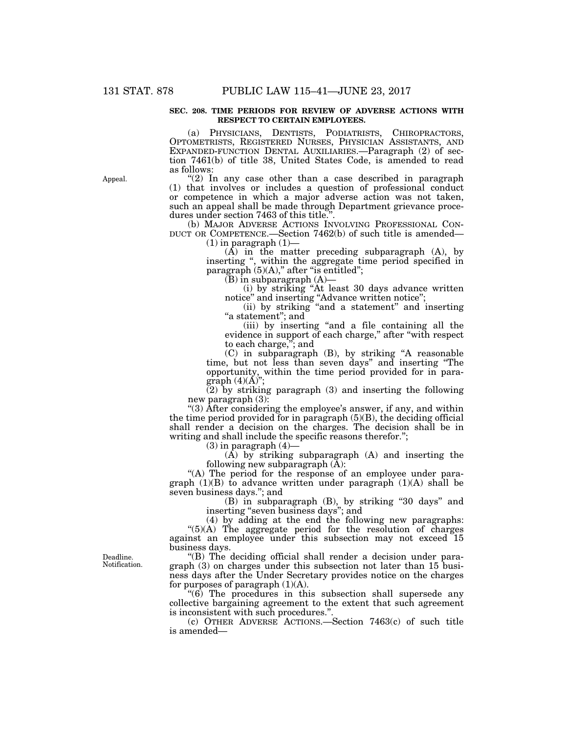**SEC. 208. TIME PERIODS FOR REVIEW OF ADVERSE ACTIONS WITH RESPECT TO CERTAIN EMPLOYEES.**

(a) PHYSICIANS, DENTISTS, PODIATRISTS, CHIROPRACTORS, OPTOMETRISTS, REGISTERED NURSES, PHYSICIAN ASSISTANTS, AND EXPANDED-FUNCTION DENTAL AUXILIARIES.—Paragraph (2) of section 7461(b) of title 38, United States Code, is amended to read as follows:

Appeal.

"(2) In any case other than a case described in paragraph (1) that involves or includes a question of professional conduct or competence in which a major adverse action was not taken, such an appeal shall be made through Department grievance procedures under section 7463 of this title.".

(b) MAJOR ADVERSE ACTIONS INVOLVING PROFESSIONAL CONDUCT OR COMPETENCE.—Section 7462(b) of such title is amended—

(1) in paragraph (1)—

(A) in the matter preceding subparagraph (A), by inserting ", within the aggregate time period specified in paragraph (5)(A)," after "is entitled";

(B) in subparagraph (A)—

(i) by striking "At least 30 days advance written notice" and inserting "Advance written notice";

(ii) by striking "and a statement" and inserting "a statement"; and

(iii) by inserting "and a file containing all the evidence in support of each charge," after "with respect to each charge,"; and

(C) in subparagraph (B), by striking "A reasonable time, but not less than seven days" and inserting "The opportunity, within the time period provided for in paragraph (4)(A)";

(2) by striking paragraph (3) and inserting the following new paragraph (3):

"(3) After considering the employee's answer, if any, and within the time period provided for in paragraph (5)(B), the deciding official shall render a decision on the charges. The decision shall be in writing and shall include the specific reasons therefor.";

(3) in paragraph (4)—

(A) by striking subparagraph (A) and inserting the following new subparagraph (A):

"(A) The period for the response of an employee under paragraph (1)(B) to advance written under paragraph (1)(A) shall be seven business days."; and

(B) in subparagraph (B), by striking "30 days" and inserting "seven business days"; and

(4) by adding at the end the following new paragraphs:

"(5)(A) The aggregate period for the resolution of charges against an employee under this subsection may not exceed 15 business days.

Deadline.
Notification.

"(B) The deciding official shall render a decision under paragraph (3) on charges under this subsection not later than 15 business days after the Under Secretary provides notice on the charges for purposes of paragraph (1)(A).

"(6) The procedures in this subsection shall supersede any collective bargaining agreement to the extent that such agreement is inconsistent with such procedures.".

(c) OTHER ADVERSE ACTIONS.—Section 7463(c) of such title is amended—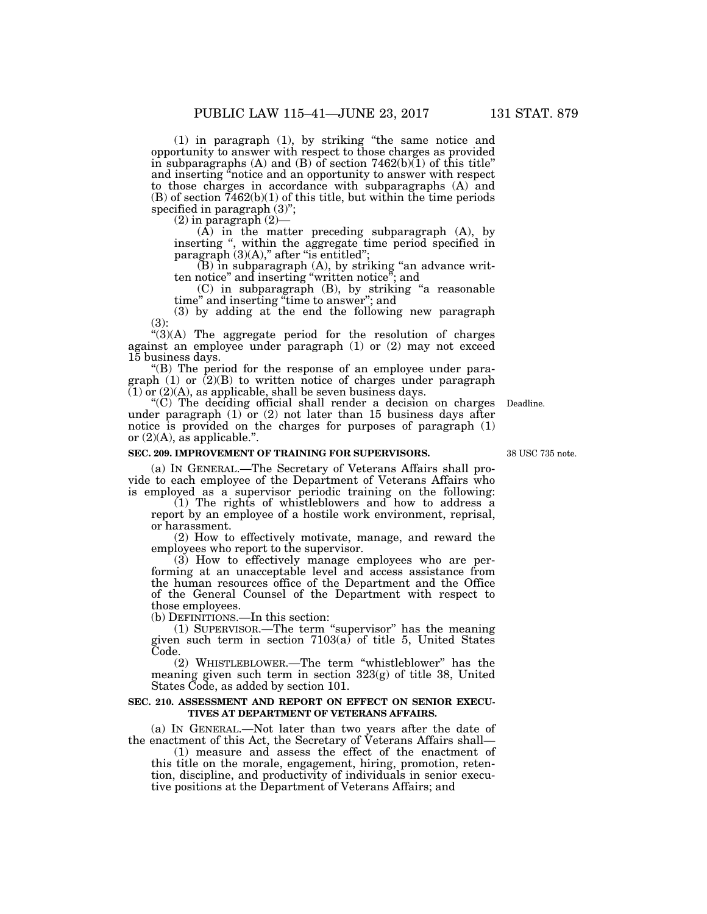(1) in paragraph (1), by striking "the same notice and opportunity to answer with respect to those charges as provided in subparagraphs (A) and (B) of section 7462(b)(1) of this title" and inserting "notice and an opportunity to answer with respect to those charges in accordance with subparagraphs (A) and (B) of section 7462(b)(1) of this title, but within the time periods specified in paragraph (3)";

(2) in paragraph (2)—

(A) in the matter preceding subparagraph (A), by inserting ", within the aggregate time period specified in paragraph (3)(A)," after "is entitled";

(B) in subparagraph (A), by striking "an advance written notice" and inserting "written notice"; and

(C) in subparagraph (B), by striking "a reasonable time" and inserting "time to answer"; and

(3) by adding at the end the following new paragraph (3):

"(3)(A) The aggregate period for the resolution of charges against an employee under paragraph (1) or (2) may not exceed 15 business days.

"(B) The period for the response of an employee under paragraph (1) or (2)(B) to written notice of charges under paragraph (1) or (2)(A), as applicable, shall be seven business days.

"(C) The deciding official shall render a decision on charges under paragraph (1) or (2) not later than 15 business days after notice is provided on the charges for purposes of paragraph (1) or (2)(A), as applicable.".

Deadline.

**SEC. 209. IMPROVEMENT OF TRAINING FOR SUPERVISORS.**

38 USC 735 note.

(a) IN GENERAL.—The Secretary of Veterans Affairs shall provide to each employee of the Department of Veterans Affairs who is employed as a supervisor periodic training on the following:

(1) The rights of whistleblowers and how to address a report by an employee of a hostile work environment, reprisal, or harassment.

(2) How to effectively motivate, manage, and reward the employees who report to the supervisor.

(3) How to effectively manage employees who are performing at an unacceptable level and access assistance from the human resources office of the Department and the Office of the General Counsel of the Department with respect to those employees.

(b) DEFINITIONS.—In this section:

(1) SUPERVISOR.—The term "supervisor" has the meaning given such term in section 7103(a) of title 5, United States Code.

(2) WHISTLEBLOWER.—The term "whistleblower" has the meaning given such term in section 323(g) of title 38, United States Code, as added by section 101.

**SEC. 210. ASSESSMENT AND REPORT ON EFFECT ON SENIOR EXECUTIVES AT DEPARTMENT OF VETERANS AFFAIRS.**

(a) IN GENERAL.—Not later than two years after the date of the enactment of this Act, the Secretary of Veterans Affairs shall—

(1) measure and assess the effect of the enactment of this title on the morale, engagement, hiring, promotion, retention, discipline, and productivity of individuals in senior executive positions at the Department of Veterans Affairs; and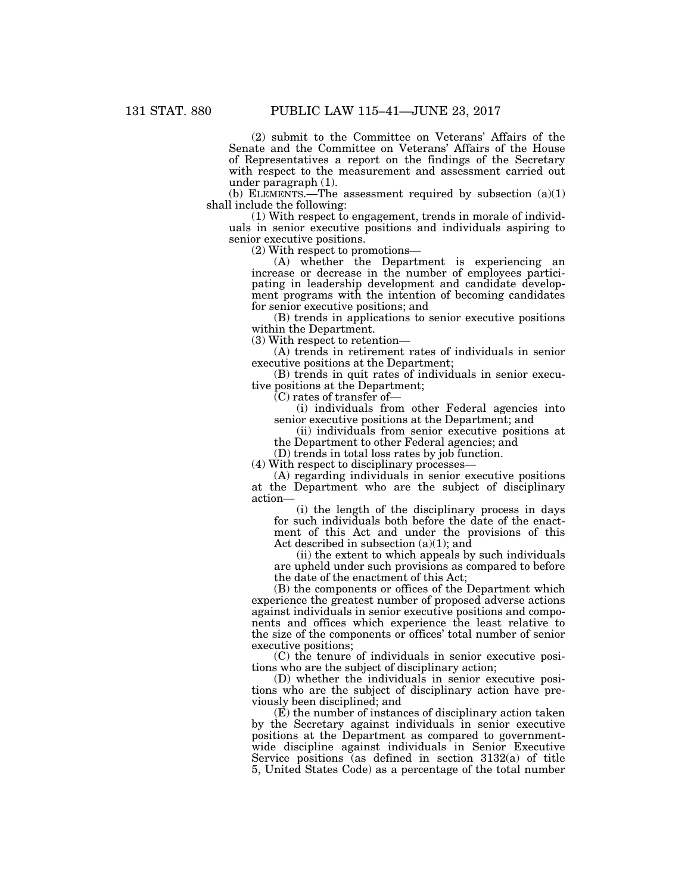(2) submit to the Committee on Veterans' Affairs of the Senate and the Committee on Veterans' Affairs of the House of Representatives a report on the findings of the Secretary with respect to the measurement and assessment carried out under paragraph (1).

(b) ELEMENTS.—The assessment required by subsection (a)(1) shall include the following:

(1) With respect to engagement, trends in morale of individuals in senior executive positions and individuals aspiring to senior executive positions.

(2) With respect to promotions—

(A) whether the Department is experiencing an increase or decrease in the number of employees participating in leadership development and candidate development programs with the intention of becoming candidates for senior executive positions; and

(B) trends in applications to senior executive positions within the Department.

(3) With respect to retention—

(A) trends in retirement rates of individuals in senior executive positions at the Department;

(B) trends in quit rates of individuals in senior executive positions at the Department;

(C) rates of transfer of—

(i) individuals from other Federal agencies into senior executive positions at the Department; and

(ii) individuals from senior executive positions at the Department to other Federal agencies; and

(D) trends in total loss rates by job function.

(4) With respect to disciplinary processes—

(A) regarding individuals in senior executive positions at the Department who are the subject of disciplinary action—

(i) the length of the disciplinary process in days for such individuals both before the date of the enactment of this Act and under the provisions of this Act described in subsection (a)(1); and

(ii) the extent to which appeals by such individuals are upheld under such provisions as compared to before the date of the enactment of this Act;

(B) the components or offices of the Department which experience the greatest number of proposed adverse actions against individuals in senior executive positions and components and offices which experience the least relative to the size of the components or offices' total number of senior executive positions;

(C) the tenure of individuals in senior executive positions who are the subject of disciplinary action;

(D) whether the individuals in senior executive positions who are the subject of disciplinary action have previously been disciplined; and

(E) the number of instances of disciplinary action taken by the Secretary against individuals in senior executive positions at the Department as compared to government-wide discipline against individuals in Senior Executive Service positions (as defined in section 3132(a) of title 5, United States Code) as a percentage of the total number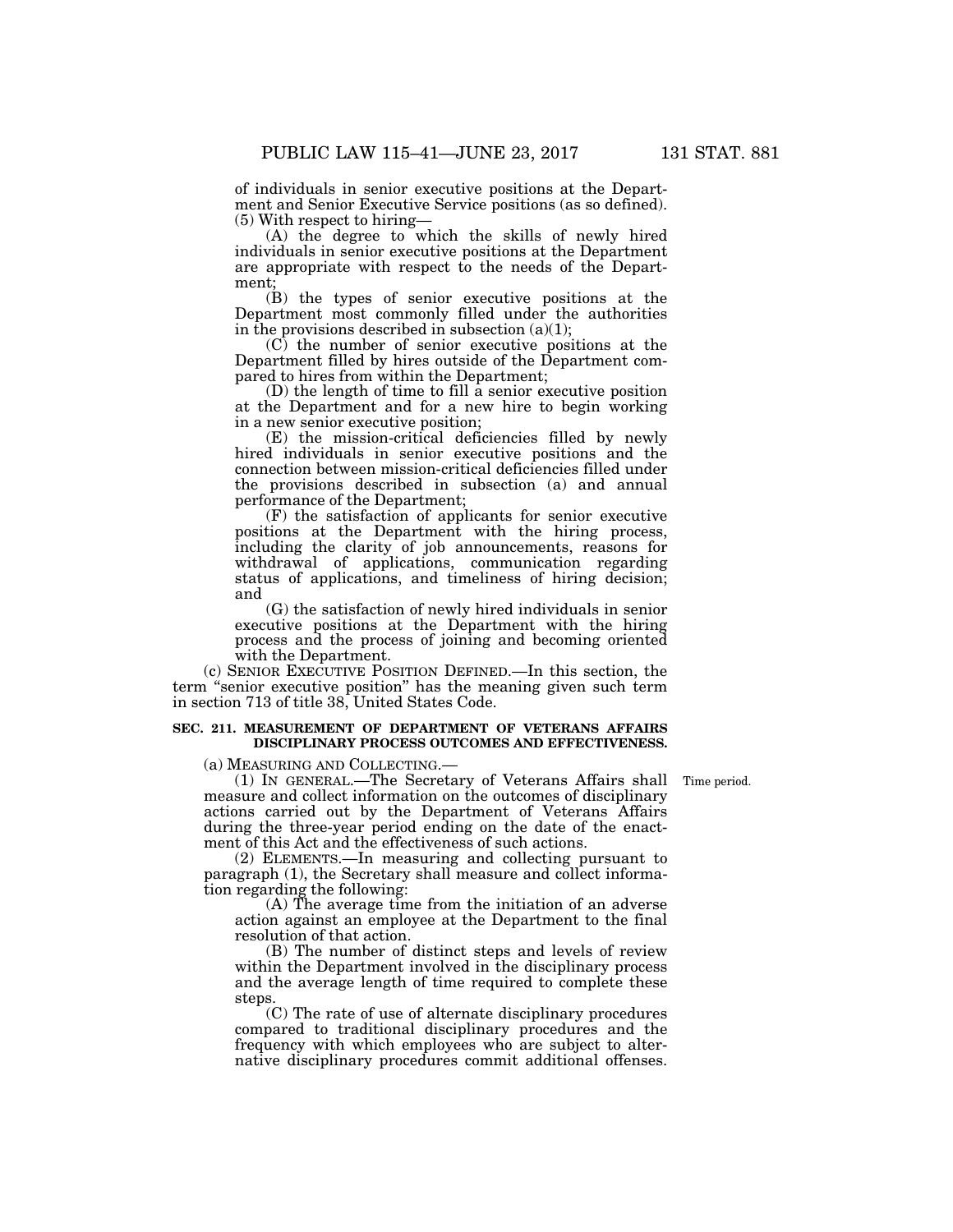of individuals in senior executive positions at the Department and Senior Executive Service positions (as so defined).

(5) With respect to hiring—

(A) the degree to which the skills of newly hired individuals in senior executive positions at the Department are appropriate with respect to the needs of the Department;

(B) the types of senior executive positions at the Department most commonly filled under the authorities in the provisions described in subsection (a)(1);

(C) the number of senior executive positions at the Department filled by hires outside of the Department compared to hires from within the Department;

(D) the length of time to fill a senior executive position at the Department and for a new hire to begin working in a new senior executive position;

(E) the mission-critical deficiencies filled by newly hired individuals in senior executive positions and the connection between mission-critical deficiencies filled under the provisions described in subsection (a) and annual performance of the Department;

(F) the satisfaction of applicants for senior executive positions at the Department with the hiring process, including the clarity of job announcements, reasons for withdrawal of applications, communication regarding status of applications, and timeliness of hiring decision; and

(G) the satisfaction of newly hired individuals in senior executive positions at the Department with the hiring process and the process of joining and becoming oriented with the Department.

(c) SENIOR EXECUTIVE POSITION DEFINED.—In this section, the term "senior executive position" has the meaning given such term in section 713 of title 38, United States Code.

### SEC. 211. MEASUREMENT OF DEPARTMENT OF VETERANS AFFAIRS DISCIPLINARY PROCESS OUTCOMES AND EFFECTIVENESS.

(a) MEASURING AND COLLECTING.—

(1) IN GENERAL.—The Secretary of Veterans Affairs shall measure and collect information on the outcomes of disciplinary actions carried out by the Department of Veterans Affairs during the three-year period ending on the date of the enactment of this Act and the effectiveness of such actions.

Time period.

(2) ELEMENTS.—In measuring and collecting pursuant to paragraph (1), the Secretary shall measure and collect information regarding the following:

(A) The average time from the initiation of an adverse action against an employee at the Department to the final resolution of that action.

(B) The number of distinct steps and levels of review within the Department involved in the disciplinary process and the average length of time required to complete these steps.

(C) The rate of use of alternate disciplinary procedures compared to traditional disciplinary procedures and the frequency with which employees who are subject to alternative disciplinary procedures commit additional offenses.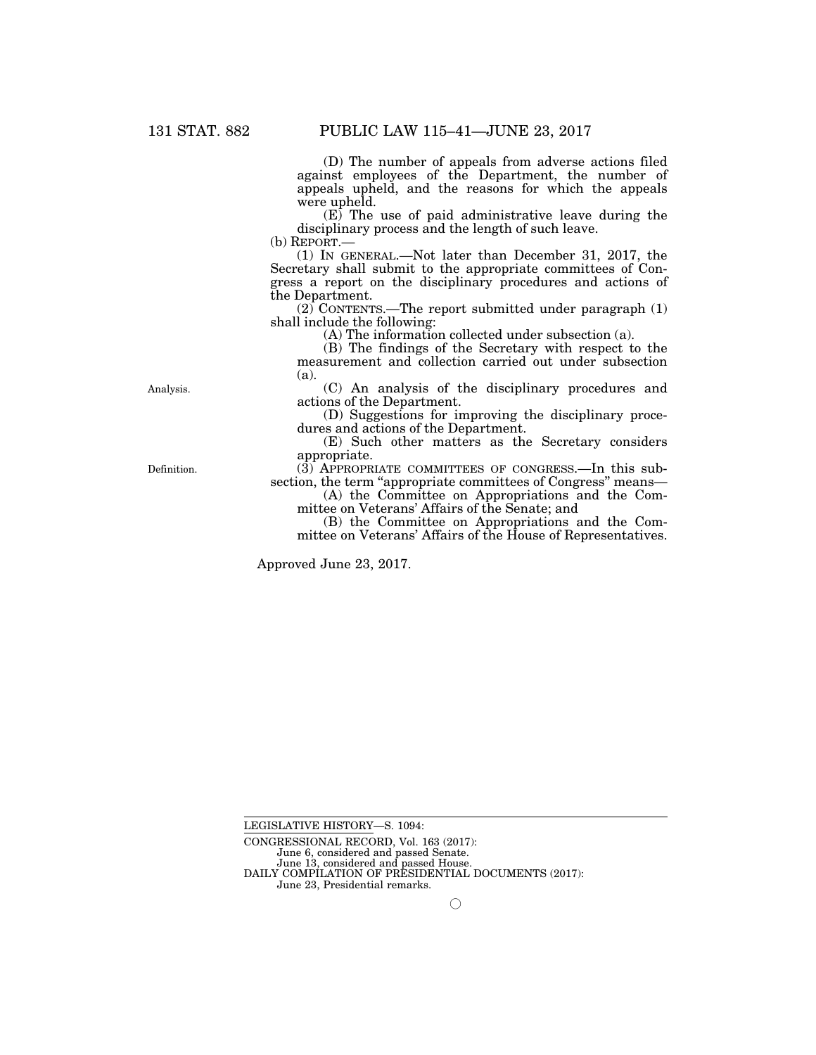(D) The number of appeals from adverse actions filed against employees of the Department, the number of appeals upheld, and the reasons for which the appeals were upheld.

(E) The use of paid administrative leave during the disciplinary process and the length of such leave.

(b) REPORT.—

(1) IN GENERAL.—Not later than December 31, 2017, the Secretary shall submit to the appropriate committees of Congress a report on the disciplinary procedures and actions of the Department.

(2) CONTENTS.—The report submitted under paragraph (1) shall include the following:

(A) The information collected under subsection (a).

(B) The findings of the Secretary with respect to the measurement and collection carried out under subsection (a).

Analysis.

(C) An analysis of the disciplinary procedures and actions of the Department.

(D) Suggestions for improving the disciplinary procedures and actions of the Department.

(E) Such other matters as the Secretary considers appropriate.

Definition.

(3) APPROPRIATE COMMITTEES OF CONGRESS.—In this subsection, the term "appropriate committees of Congress" means—

(A) the Committee on Appropriations and the Committee on Veterans' Affairs of the Senate; and

(B) the Committee on Appropriations and the Committee on Veterans' Affairs of the House of Representatives.

Approved June 23, 2017.

---

LEGISLATIVE HISTORY—S. 1094:

CONGRESSIONAL RECORD, Vol. 163 (2017):
June 6, considered and passed Senate.
June 13, considered and passed House.

DAILY COMPILATION OF PRESIDENTIAL DOCUMENTS (2017):
June 23, Presidential remarks.